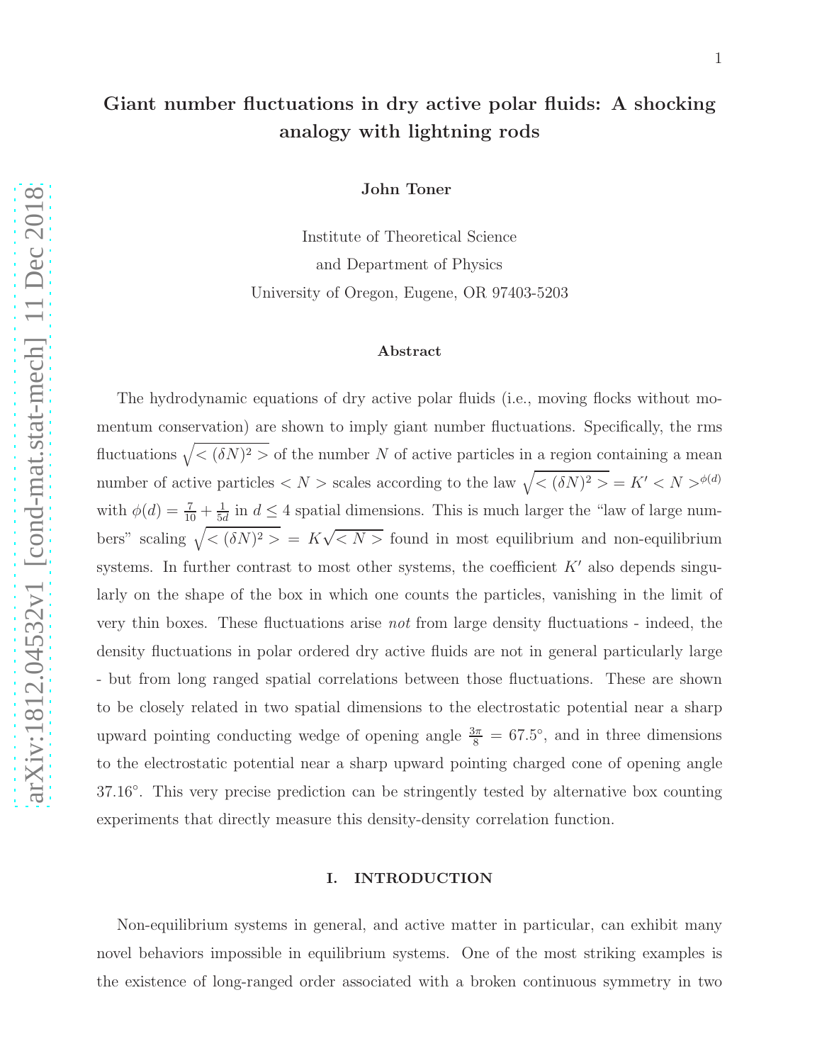# Giant number fluctuations in dry active polar fluids: A shocking analogy with lightning rods

**John Toner**

Institute of Theoretical Science
and Department of Physics
University of Oregon, Eugene, OR 97403-5203

### Abstract

The hydrodynamic equations of dry active polar fluids (i.e., moving flocks without momentum conservation) are shown to imply giant number fluctuations. Specifically, the rms fluctuations $\sqrt{<(\delta N)^2>}$ of the number $N$ of active particles in a region containing a mean number of active particles $<N>$ scales according to the law $\sqrt{<(\delta N)^2>} = K' <N>^{\phi(d)}$ with $\phi(d) = \frac{7}{10} + \frac{1}{5d}$ in $d \leq 4$ spatial dimensions. This is much larger the "law of large numbers" scaling $\sqrt{<(\delta N)^2>} = K\sqrt{<N>}$ found in most equilibrium and non-equilibrium systems. In further contrast to most other systems, the coefficient $K'$ also depends singularly on the shape of the box in which one counts the particles, vanishing in the limit of very thin boxes. These fluctuations arise *not* from large density fluctuations - indeed, the density fluctuations in polar ordered dry active fluids are not in general particularly large - but from long ranged spatial correlations between those fluctuations. These are shown to be closely related in two spatial dimensions to the electrostatic potential near a sharp upward pointing conducting wedge of opening angle $\frac{3\pi}{8} = 67.5°$, and in three dimensions to the electrostatic potential near a sharp upward pointing charged cone of opening angle $37.16°$. This very precise prediction can be stringently tested by alternative box counting experiments that directly measure this density-density correlation function.

## I. INTRODUCTION

Non-equilibrium systems in general, and active matter in particular, can exhibit many novel behaviors impossible in equilibrium systems. One of the most striking examples is the existence of long-ranged order associated with a broken continuous symmetry in two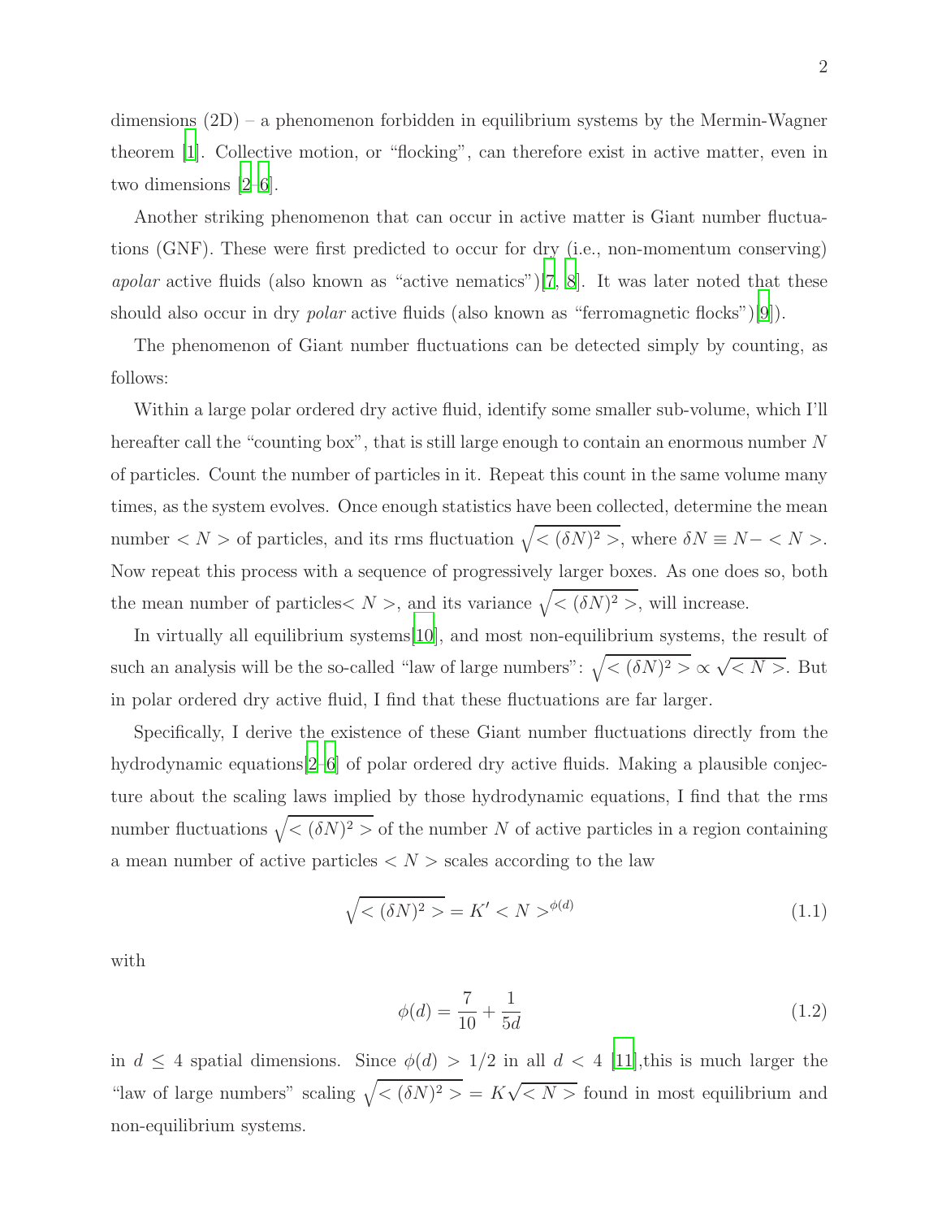dimensions (2D) – a phenomenon forbidden in equilibrium systems by the Mermin-Wagner theorem [1]. Collective motion, or "flocking", can therefore exist in active matter, even in two dimensions [2–6].

Another striking phenomenon that can occur in active matter is Giant number fluctuations (GNF). These were first predicted to occur for dry (i.e., non-momentum conserving) *apolar* active fluids (also known as "active nematics")[7, 8]. It was later noted that these should also occur in dry *polar* active fluids (also known as "ferromagnetic flocks")[9]).

The phenomenon of Giant number fluctuations can be detected simply by counting, as follows:

Within a large polar ordered dry active fluid, identify some smaller sub-volume, which I'll hereafter call the "counting box", that is still large enough to contain an enormous number $N$ of particles. Count the number of particles in it. Repeat this count in the same volume many times, as the system evolves. Once enough statistics have been collected, determine the mean number $< N >$ of particles, and its rms fluctuation $\sqrt{< (\delta N)^2 >}$, where $\delta N \equiv N - < N >$. Now repeat this process with a sequence of progressively larger boxes. As one does so, both the mean number of particles$< N >$, and its variance $\sqrt{< (\delta N)^2 >}$, will increase.

In virtually all equilibrium systems[10], and most non-equilibrium systems, the result of such an analysis will be the so-called "law of large numbers": $\sqrt{< (\delta N)^2 >} \propto \sqrt{< N >}$. But in polar ordered dry active fluid, I find that these fluctuations are far larger.

Specifically, I derive the existence of these Giant number fluctuations directly from the hydrodynamic equations[2–6] of polar ordered dry active fluids. Making a plausible conjecture about the scaling laws implied by those hydrodynamic equations, I find that the rms number fluctuations $\sqrt{< (\delta N)^2 >}$ of the number $N$ of active particles in a region containing a mean number of active particles $< N >$ scales according to the law

$$\sqrt{< (\delta N)^2 >} = K' < N >^{\phi(d)} \tag{1.1}$$

with

$$\phi(d) = \frac{7}{10} + \frac{1}{5d} \tag{1.2}$$

in $d \leq 4$ spatial dimensions. Since $\phi(d) > 1/2$ in all $d < 4$ [11],this is much larger the "law of large numbers" scaling $\sqrt{< (\delta N)^2 >} = K\sqrt{< N >}$ found in most equilibrium and non-equilibrium systems.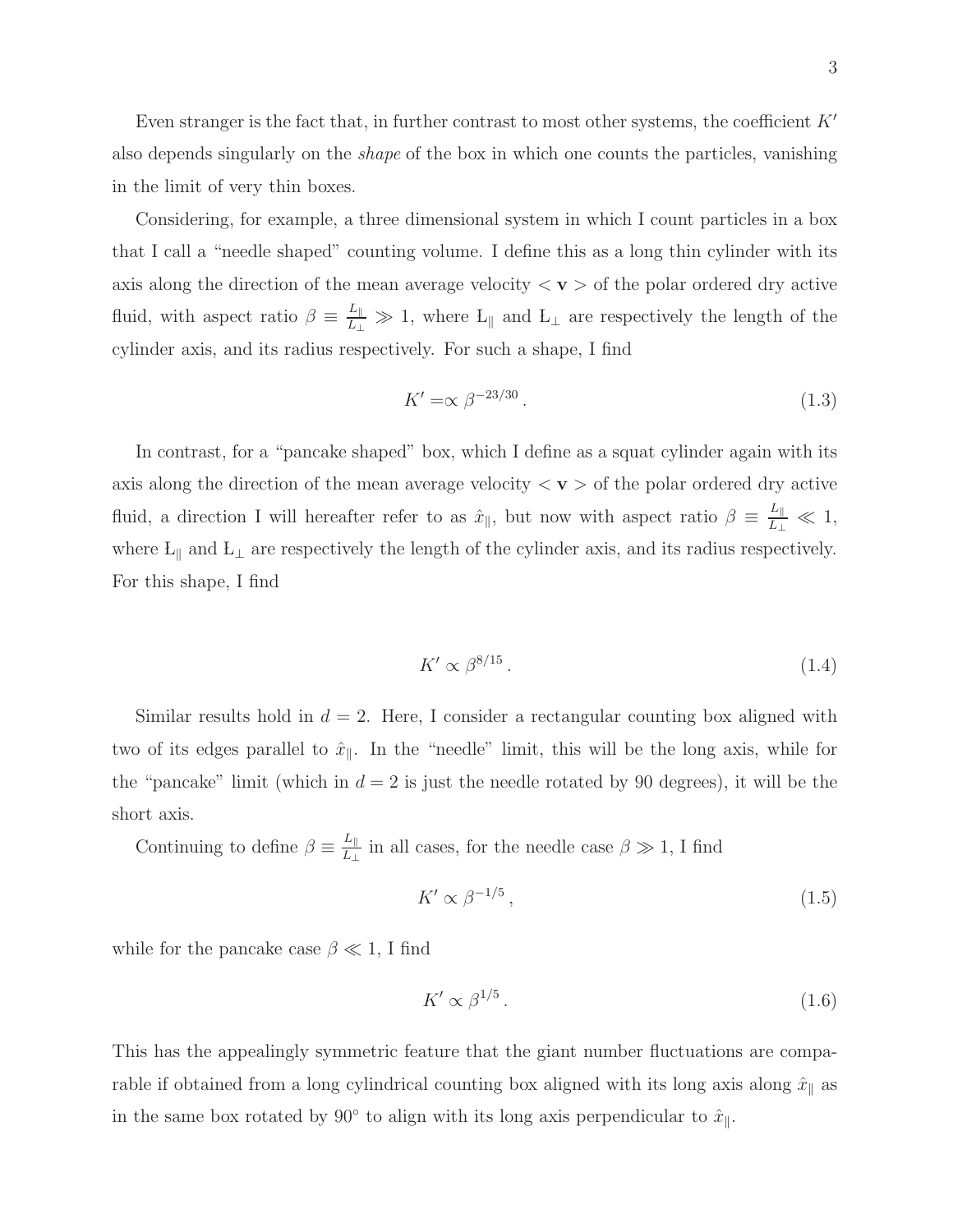Even stranger is the fact that, in further contrast to most other systems, the coefficient $K'$ also depends singularly on the *shape* of the box in which one counts the particles, vanishing in the limit of very thin boxes.

Considering, for example, a three dimensional system in which I count particles in a box that I call a "needle shaped" counting volume. I define this as a long thin cylinder with its axis along the direction of the mean average velocity $< \mathbf{v} >$ of the polar ordered dry active fluid, with aspect ratio $\beta \equiv \frac{L_\parallel}{L_\perp} \gg 1$, where $Ł_\parallel$ and $Ł_\perp$ are respectively the length of the cylinder axis, and its radius respectively. For such a shape, I find

$$K' =\propto \beta^{-23/30} . \tag{1.3}$$

In contrast, for a "pancake shaped" box, which I define as a squat cylinder again with its axis along the direction of the mean average velocity $< \mathbf{v} >$ of the polar ordered dry active fluid, a direction I will hereafter refer to as $\hat{x}_\parallel$, but now with aspect ratio $\beta \equiv \frac{L_\parallel}{L_\perp} \ll 1$, where $Ł_\parallel$ and $Ł_\perp$ are respectively the length of the cylinder axis, and its radius respectively. For this shape, I find

$$K' \propto \beta^{8/15} . \tag{1.4}$$

Similar results hold in $d = 2$. Here, I consider a rectangular counting box aligned with two of its edges parallel to $\hat{x}_\parallel$. In the "needle" limit, this will be the long axis, while for the "pancake" limit (which in $d = 2$ is just the needle rotated by 90 degrees), it will be the short axis.

Continuing to define $\beta \equiv \frac{L_\parallel}{L_\perp}$ in all cases, for the needle case $\beta \gg 1$, I find

$$K' \propto \beta^{-1/5} , \tag{1.5}$$

while for the pancake case $\beta \ll 1$, I find

$$K' \propto \beta^{1/5} . \tag{1.6}$$

This has the appealingly symmetric feature that the giant number fluctuations are comparable if obtained from a long cylindrical counting box aligned with its long axis along $\hat{x}_\parallel$ as in the same box rotated by $90^\circ$ to align with its long axis perpendicular to $\hat{x}_\parallel$.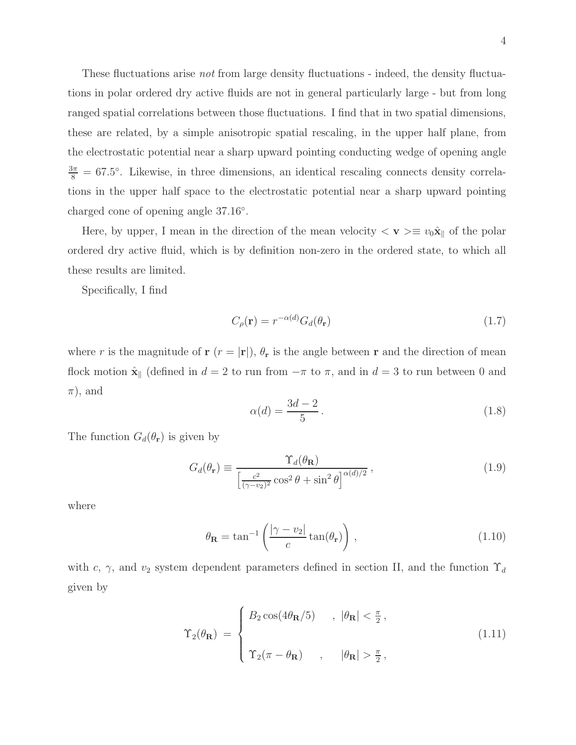These fluctuations arise *not* from large density fluctuations - indeed, the density fluctuations in polar ordered dry active fluids are not in general particularly large - but from long ranged spatial correlations between those fluctuations. I find that in two spatial dimensions, these are related, by a simple anisotropic spatial rescaling, in the upper half plane, from the electrostatic potential near a sharp upward pointing conducting wedge of opening angle $\frac{3\pi}{8} = 67.5^{\circ}$. Likewise, in three dimensions, an identical rescaling connects density correlations in the upper half space to the electrostatic potential near a sharp upward pointing charged cone of opening angle $37.16^{\circ}$.

Here, by upper, I mean in the direction of the mean velocity $< \mathbf{v} >\equiv v_0\hat{\mathbf{x}}_{\parallel}$ of the polar ordered dry active fluid, which is by definition non-zero in the ordered state, to which all these results are limited.

Specifically, I find

$$C_{\rho}(\mathbf{r}) = r^{-\alpha(d)}G_d(\theta_{\mathbf{r}}) \tag{1.7}$$

where $r$ is the magnitude of $\mathbf{r}$ ($r = |\mathbf{r}|$), $\theta_{\mathbf{r}}$ is the angle between $\mathbf{r}$ and the direction of mean flock motion $\hat{\mathbf{x}}_{\parallel}$ (defined in $d = 2$ to run from $-\pi$ to $\pi$, and in $d = 3$ to run between 0 and $\pi$), and

$$\alpha(d) = \frac{3d-2}{5}\,. \tag{1.8}$$

The function $G_d(\theta_{\mathbf{r}})$ is given by

$$G_d(\theta_{\mathbf{r}}) \equiv \frac{\Upsilon_d(\theta_{\mathbf{R}})}{\left[\frac{c^2}{(\gamma-v_2)^2}\cos^2\theta + \sin^2\theta\right]^{\alpha(d)/2}}\,, \tag{1.9}$$

where

$$\theta_{\mathbf{R}} = \tan^{-1}\left(\frac{|\gamma - v_2|}{c}\tan(\theta_{\mathbf{r}})\right)\,, \tag{1.10}$$

with $c$, $\gamma$, and $v_2$ system dependent parameters defined in section II, and the function $\Upsilon_d$ given by

$$\Upsilon_2(\theta_{\mathbf{R}}) \;=\; \begin{cases} B_2\cos(4\theta_{\mathbf{R}}/5) & , \;\; |\theta_{\mathbf{R}}| < \frac{\pi}{2}\,, \\ \\ \Upsilon_2(\pi - \theta_{\mathbf{R}}) & , \;\;\; |\theta_{\mathbf{R}}| > \frac{\pi}{2}\,, \end{cases} \tag{1.11}$$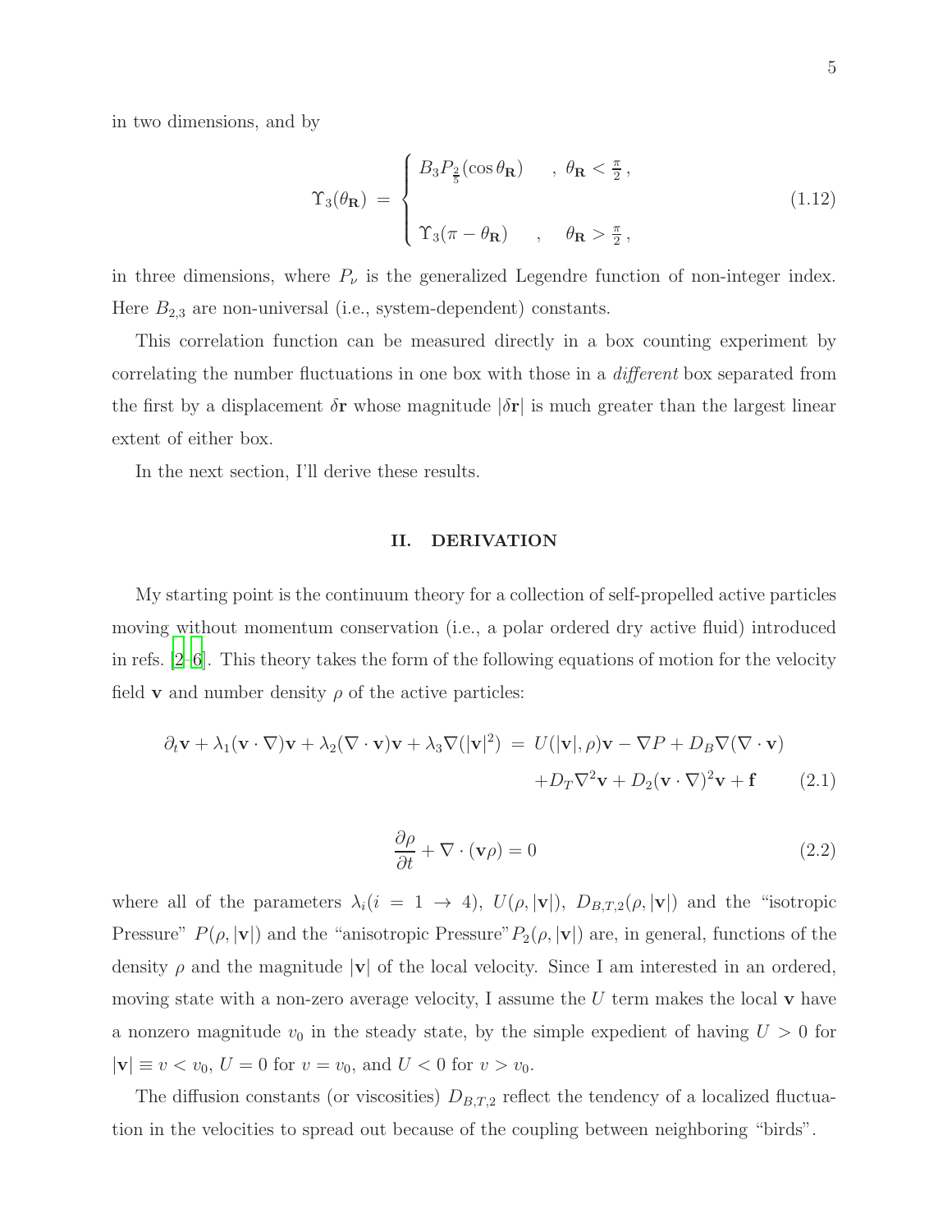in two dimensions, and by

$$
\Upsilon_3(\theta_{\mathbf{R}}) = \begin{cases} B_3 P_{\frac{2}{5}}(\cos\theta_{\mathbf{R}}) & , \ \theta_{\mathbf{R}} < \frac{\pi}{2} \,, \\ & \\ \Upsilon_3(\pi - \theta_{\mathbf{R}}) & , \quad \theta_{\mathbf{R}} > \frac{\pi}{2} \,, \end{cases} \tag{1.12}
$$

in three dimensions, where $P_\nu$ is the generalized Legendre function of non-integer index. Here $B_{2,3}$ are non-universal (i.e., system-dependent) constants.

This correlation function can be measured directly in a box counting experiment by correlating the number fluctuations in one box with those in a *different* box separated from the first by a displacement $\delta\mathbf{r}$ whose magnitude $|\delta\mathbf{r}|$ is much greater than the largest linear extent of either box.

In the next section, I'll derive these results.

## II. DERIVATION

My starting point is the continuum theory for a collection of self-propelled active particles moving without momentum conservation (i.e., a polar ordered dry active fluid) introduced in refs. [2–6]. This theory takes the form of the following equations of motion for the velocity field $\mathbf{v}$ and number density $\rho$ of the active particles:

$$
\partial_t \mathbf{v} + \lambda_1(\mathbf{v}\cdot\nabla)\mathbf{v} + \lambda_2(\nabla\cdot\mathbf{v})\mathbf{v} + \lambda_3\nabla(|\mathbf{v}|^2) = U(|\mathbf{v}|,\rho)\mathbf{v} - \nabla P + D_B\nabla(\nabla\cdot\mathbf{v}) + D_T\nabla^2\mathbf{v} + D_2(\mathbf{v}\cdot\nabla)^2\mathbf{v} + \mathbf{f} \tag{2.1}
$$

$$
\frac{\partial\rho}{\partial t} + \nabla\cdot(\mathbf{v}\rho) = 0 \tag{2.2}
$$

where all of the parameters $\lambda_i (i = 1 \to 4)$, $U(\rho, |\mathbf{v}|)$, $D_{B,T,2}(\rho, |\mathbf{v}|)$ and the "isotropic Pressure" $P(\rho, |\mathbf{v}|)$ and the "anisotropic Pressure"$P_2(\rho, |\mathbf{v}|)$ are, in general, functions of the density $\rho$ and the magnitude $|\mathbf{v}|$ of the local velocity. Since I am interested in an ordered, moving state with a non-zero average velocity, I assume the $U$ term makes the local $\mathbf{v}$ have a nonzero magnitude $v_0$ in the steady state, by the simple expedient of having $U > 0$ for $|\mathbf{v}| \equiv v < v_0$, $U = 0$ for $v = v_0$, and $U < 0$ for $v > v_0$.

The diffusion constants (or viscosities) $D_{B,T,2}$ reflect the tendency of a localized fluctuation in the velocities to spread out because of the coupling between neighboring "birds".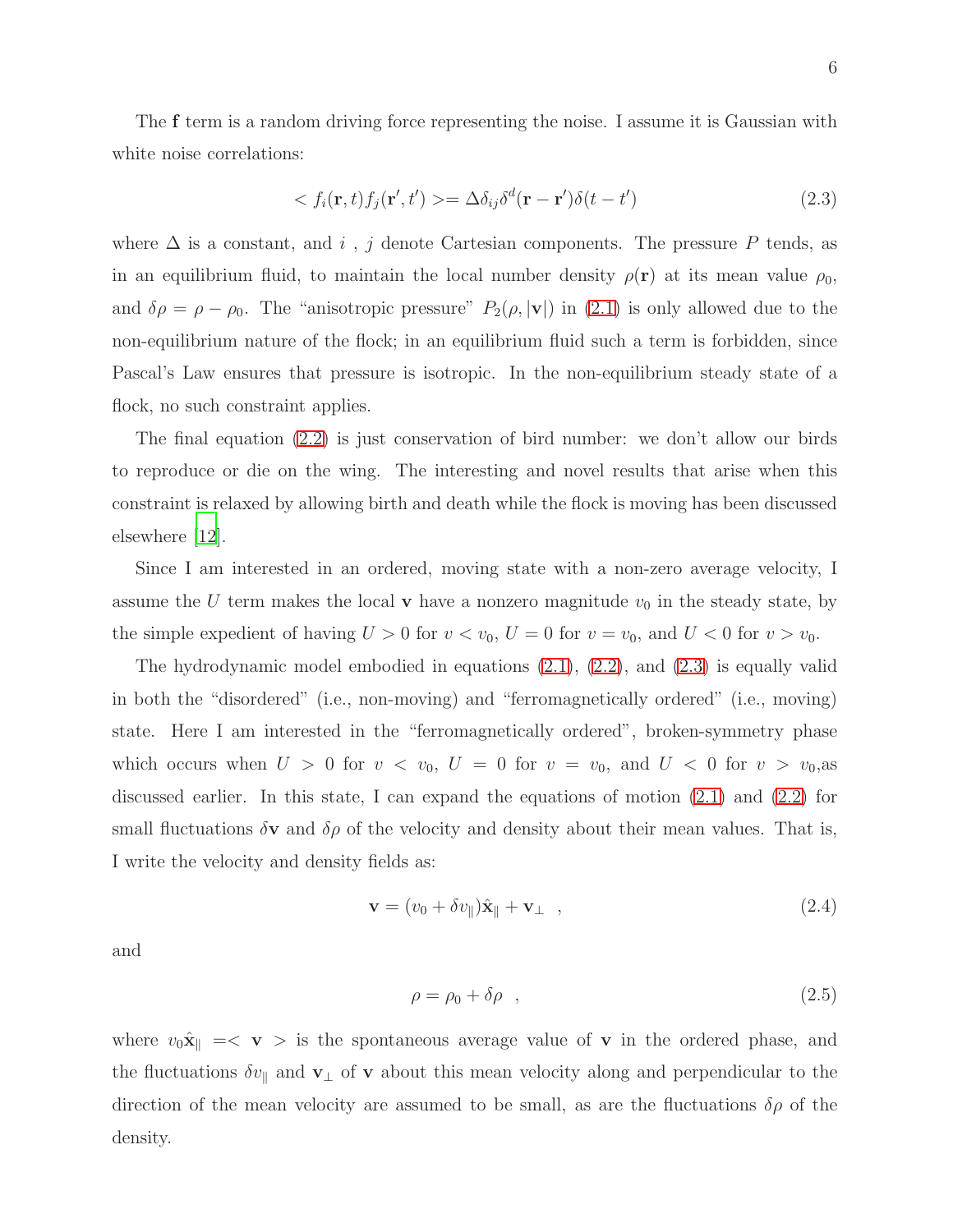The $\mathbf{f}$ term is a random driving force representing the noise. I assume it is Gaussian with white noise correlations:

$$< f_i(\mathbf{r},t) f_j(\mathbf{r}',t') >= \Delta \delta_{ij} \delta^d(\mathbf{r}-\mathbf{r}') \delta(t-t') \tag{2.3}$$

where $\Delta$ is a constant, and $i$ , $j$ denote Cartesian components. The pressure $P$ tends, as in an equilibrium fluid, to maintain the local number density $\rho(\mathbf{r})$ at its mean value $\rho_0$, and $\delta\rho = \rho - \rho_0$. The "anisotropic pressure" $P_2(\rho, |\mathbf{v}|)$ in (2.1) is only allowed due to the non-equilibrium nature of the flock; in an equilibrium fluid such a term is forbidden, since Pascal's Law ensures that pressure is isotropic. In the non-equilibrium steady state of a flock, no such constraint applies.

The final equation (2.2) is just conservation of bird number: we don't allow our birds to reproduce or die on the wing. The interesting and novel results that arise when this constraint is relaxed by allowing birth and death while the flock is moving has been discussed elsewhere [12].

Since I am interested in an ordered, moving state with a non-zero average velocity, I assume the $U$ term makes the local $\mathbf{v}$ have a nonzero magnitude $v_0$ in the steady state, by the simple expedient of having $U > 0$ for $v < v_0$, $U = 0$ for $v = v_0$, and $U < 0$ for $v > v_0$.

The hydrodynamic model embodied in equations (2.1), (2.2), and (2.3) is equally valid in both the "disordered" (i.e., non-moving) and "ferromagnetically ordered" (i.e., moving) state. Here I am interested in the "ferromagnetically ordered", broken-symmetry phase which occurs when $U > 0$ for $v < v_0$, $U = 0$ for $v = v_0$, and $U < 0$ for $v > v_0$,as discussed earlier. In this state, I can expand the equations of motion (2.1) and (2.2) for small fluctuations $\delta\mathbf{v}$ and $\delta\rho$ of the velocity and density about their mean values. That is, I write the velocity and density fields as:

$$\mathbf{v} = (v_0 + \delta v_\parallel)\hat{\mathbf{x}}_\parallel + \mathbf{v}_\perp \quad , \tag{2.4}$$

and

$$\rho = \rho_0 + \delta\rho \quad , \tag{2.5}$$

where $v_0 \hat{\mathbf{x}}_\parallel =< \mathbf{v} >$ is the spontaneous average value of $\mathbf{v}$ in the ordered phase, and the fluctuations $\delta v_\parallel$ and $\mathbf{v}_\perp$ of $\mathbf{v}$ about this mean velocity along and perpendicular to the direction of the mean velocity are assumed to be small, as are the fluctuations $\delta\rho$ of the density.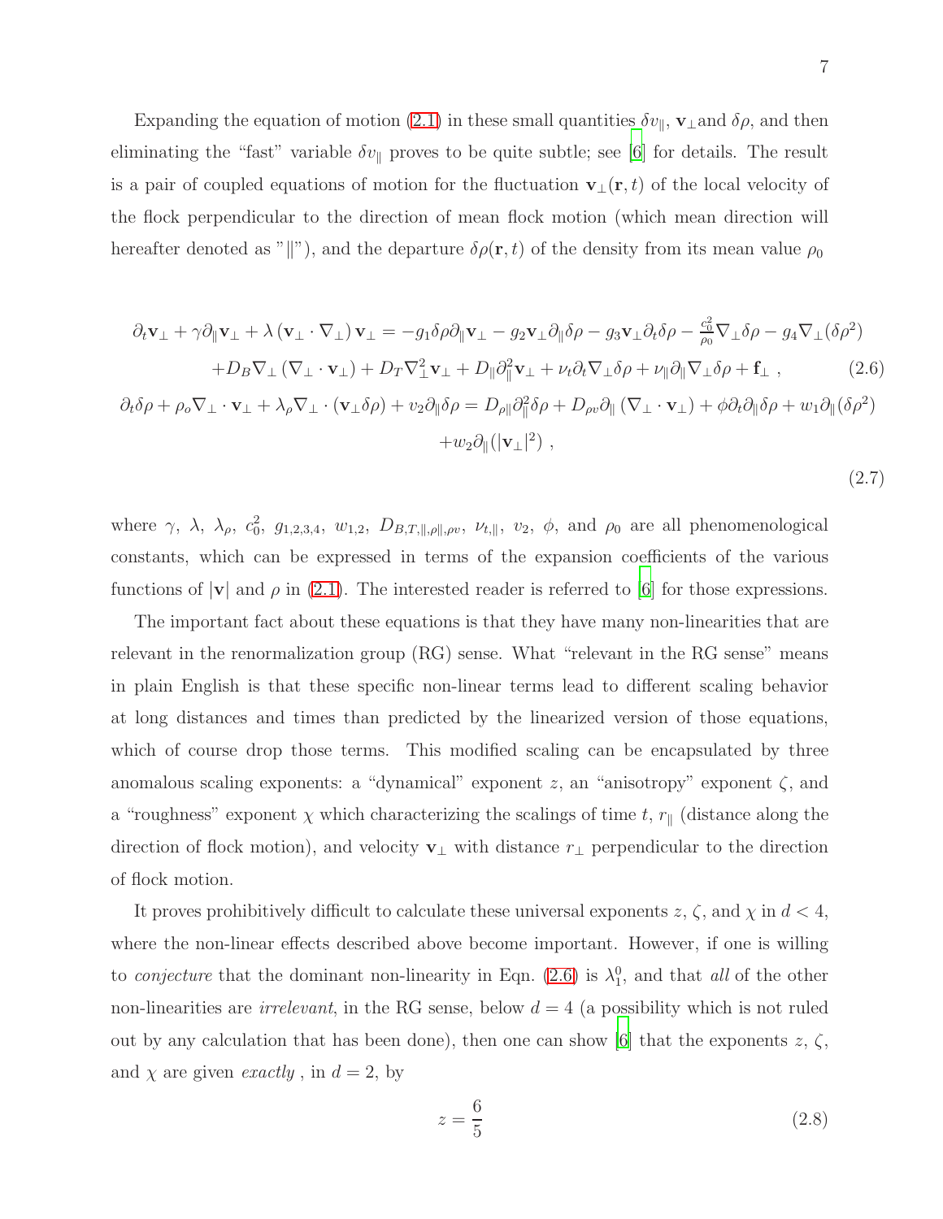Expanding the equation of motion (2.1) in these small quantities $\delta v_\parallel$, $\mathbf{v}_\perp$and $\delta\rho$, and then eliminating the "fast" variable $\delta v_\parallel$ proves to be quite subtle; see [6] for details. The result is a pair of coupled equations of motion for the fluctuation $\mathbf{v}_\perp(\mathbf{r},t)$ of the local velocity of the flock perpendicular to the direction of mean flock motion (which mean direction will hereafter denoted as "$\|$"), and the departure $\delta\rho(\mathbf{r},t)$ of the density from its mean value $\rho_0$

$$
\begin{aligned}
\partial_t \mathbf{v}_\perp + \gamma\partial_\parallel \mathbf{v}_\perp + \lambda\left(\mathbf{v}_\perp\cdot\nabla_\perp\right)\mathbf{v}_\perp &= -g_1\delta\rho\partial_\parallel\mathbf{v}_\perp - g_2\mathbf{v}_\perp\partial_\parallel\delta\rho - g_3\mathbf{v}_\perp\partial_t\delta\rho - \frac{c_0^2}{\rho_0}\nabla_\perp\delta\rho - g_4\nabla_\perp(\delta\rho^2) \\
&+ D_B\nabla_\perp\left(\nabla_\perp\cdot\mathbf{v}_\perp\right) + D_T\nabla_\perp^2\mathbf{v}_\perp + D_\parallel\partial_\parallel^2\mathbf{v}_\perp + \nu_t\partial_t\nabla_\perp\delta\rho + \nu_\parallel\partial_\parallel\nabla_\perp\delta\rho + \mathbf{f}_\perp \ , \qquad (2.6)
\end{aligned}
$$

$$
\begin{aligned}
\partial_t\delta\rho + \rho_o\nabla_\perp\cdot\mathbf{v}_\perp + \lambda_\rho\nabla_\perp\cdot(\mathbf{v}_\perp\delta\rho) + v_2\partial_\parallel\delta\rho &= D_{\rho\parallel}\partial_\parallel^2\delta\rho + D_{\rho v}\partial_\parallel\left(\nabla_\perp\cdot\mathbf{v}_\perp\right) + \phi\partial_t\partial_\parallel\delta\rho + w_1\partial_\parallel(\delta\rho^2) \\
&+ w_2\partial_\parallel(|\mathbf{v}_\perp|^2) \ , \qquad (2.7)
\end{aligned}
$$

where $\gamma,\ \lambda,\ \lambda_\rho,\ c_0^2,\ g_{1,2,3,4},\ w_{1,2},\ D_{B,T,\|,\rho\|,\rho v},\ \nu_{t,\|},\ v_2,\ \phi$, and $\rho_0$ are all phenomenological constants, which can be expressed in terms of the expansion coefficients of the various functions of $|\mathbf{v}|$ and $\rho$ in (2.1). The interested reader is referred to [6] for those expressions.

The important fact about these equations is that they have many non-linearities that are relevant in the renormalization group (RG) sense. What "relevant in the RG sense" means in plain English is that these specific non-linear terms lead to different scaling behavior at long distances and times than predicted by the linearized version of those equations, which of course drop those terms. This modified scaling can be encapsulated by three anomalous scaling exponents: a "dynamical" exponent $z$, an "anisotropy" exponent $\zeta$, and a "roughness" exponent $\chi$ which characterizing the scalings of time $t$, $r_\parallel$ (distance along the direction of flock motion), and velocity $\mathbf{v}_\perp$ with distance $r_\perp$ perpendicular to the direction of flock motion.

It proves prohibitively difficult to calculate these universal exponents $z$, $\zeta$, and $\chi$ in $d<4$, where the non-linear effects described above become important. However, if one is willing to *conjecture* that the dominant non-linearity in Eqn. (2.6) is $\lambda_1^0$, and that *all* of the other non-linearities are *irrelevant*, in the RG sense, below $d=4$ (a possibility which is not ruled out by any calculation that has been done), then one can show [6] that the exponents $z$, $\zeta$, and $\chi$ are given *exactly* , in $d=2$, by

$$
z = \frac{6}{5} \qquad (2.8)
$$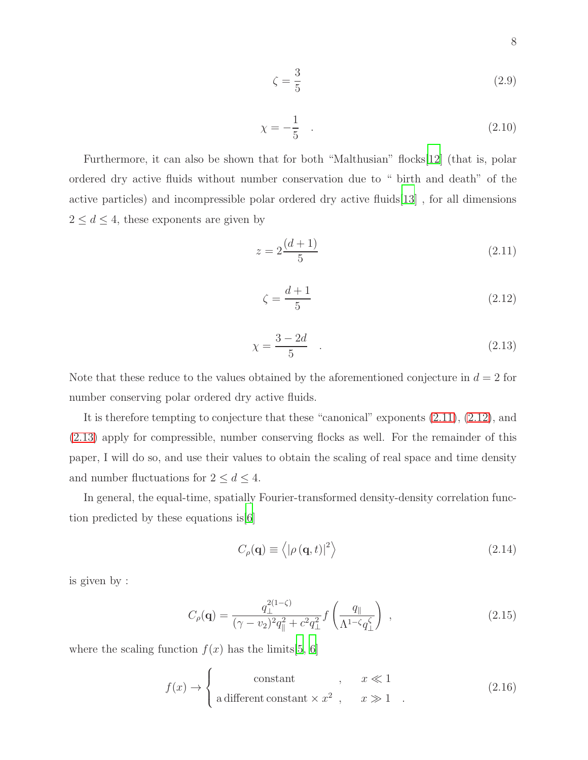$$\zeta = \frac{3}{5} \tag{2.9}$$

$$\chi = -\frac{1}{5} \quad . \tag{2.10}$$

Furthermore, it can also be shown that for both "Malthusian" flocks[12] (that is, polar ordered dry active fluids without number conservation due to " birth and death" of the active particles) and incompressible polar ordered dry active fluids[13] , for all dimensions $2 \leq d \leq 4$, these exponents are given by

$$z = 2\frac{(d+1)}{5} \tag{2.11}$$

$$\zeta = \frac{d+1}{5} \tag{2.12}$$

$$\chi = \frac{3-2d}{5} \quad . \tag{2.13}$$

Note that these reduce to the values obtained by the aforementioned conjecture in $d = 2$ for number conserving polar ordered dry active fluids.

It is therefore tempting to conjecture that these "canonical" exponents (2.11), (2.12), and (2.13) apply for compressible, number conserving flocks as well. For the remainder of this paper, I will do so, and use their values to obtain the scaling of real space and time density and number fluctuations for $2 \leq d \leq 4$.

In general, the equal-time, spatially Fourier-transformed density-density correlation function predicted by these equations is[6]

$$C_\rho(\mathbf{q}) \equiv \left\langle \left|\rho\left(\mathbf{q},t\right)\right|^2 \right\rangle \tag{2.14}$$

is given by :

$$C_\rho(\mathbf{q}) = \frac{q_\perp^{2(1-\zeta)}}{(\gamma - v_2)^2 q_\parallel^2 + c^2 q_\perp^2} f\left(\frac{q_\parallel}{\Lambda^{1-\zeta} q_\perp^\zeta}\right) \ , \tag{2.15}$$

where the scaling function $f(x)$ has the limits[5, 6]

$$f(x) \to \begin{cases} \text{constant} & , \quad x \ll 1 \\ \text{a different constant} \times x^2 & , \quad x \gg 1 \end{cases} \quad . \tag{2.16}$$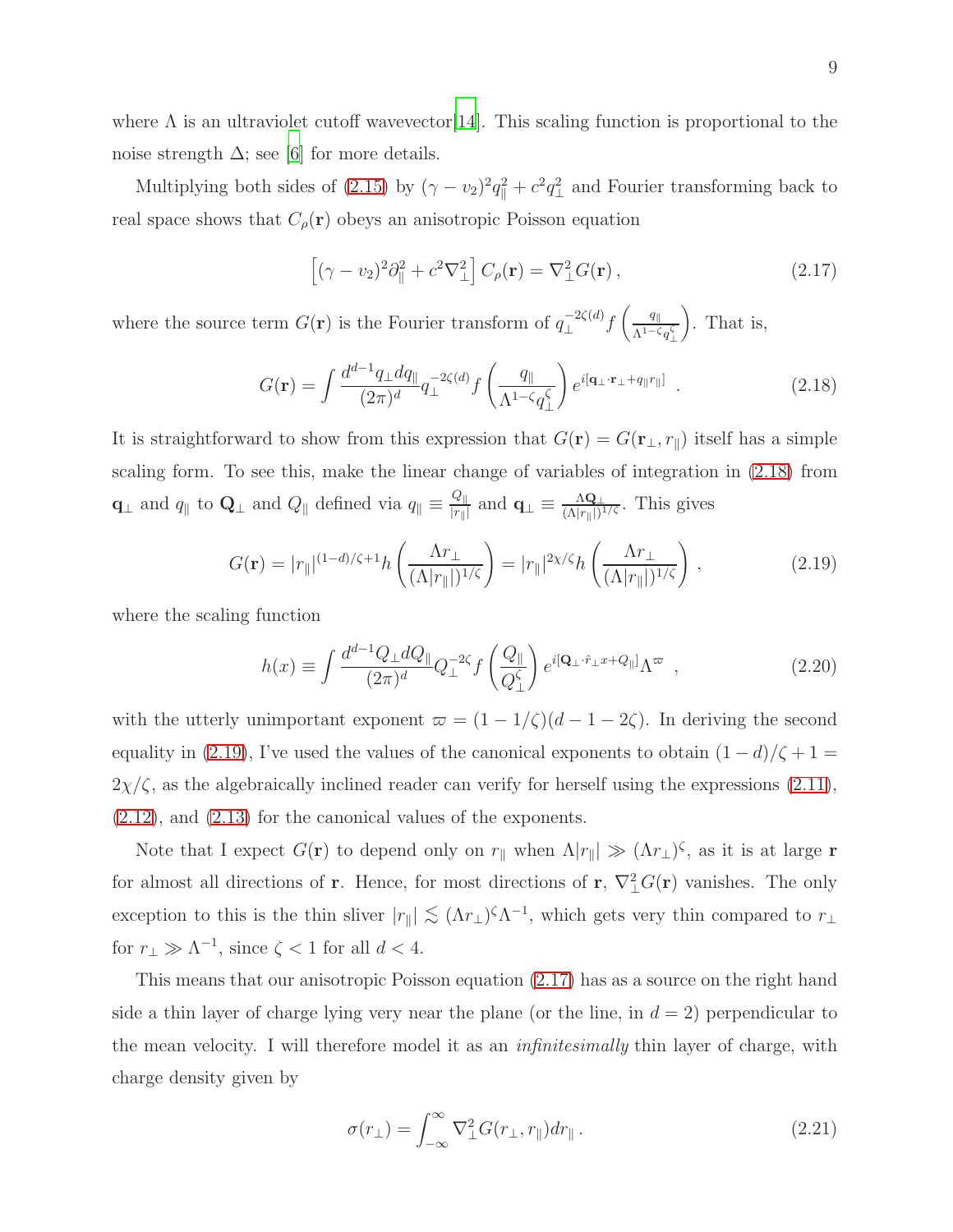where $\Lambda$ is an ultraviolet cutoff wavevector[14]. This scaling function is proportional to the noise strength $\Delta$; see [6] for more details.

Multiplying both sides of (2.15) by $(\gamma - v_2)^2 q_\parallel^2 + c^2 q_\perp^2$ and Fourier transforming back to real space shows that $C_\rho(\mathbf{r})$ obeys an anisotropic Poisson equation

$$\left[(\gamma - v_2)^2 \partial_\parallel^2 + c^2 \nabla_\perp^2\right] C_\rho(\mathbf{r}) = \nabla_\perp^2 G(\mathbf{r}) \,, \tag{2.17}$$

where the source term $G(\mathbf{r})$ is the Fourier transform of $q_\perp^{-2\zeta(d)} f\left(\frac{q_\parallel}{\Lambda^{1-\zeta} q_\perp^\zeta}\right)$. That is,

$$G(\mathbf{r}) = \int \frac{d^{d-1}q_\perp dq_\parallel}{(2\pi)^d} q_\perp^{-2\zeta(d)} f\left(\frac{q_\parallel}{\Lambda^{1-\zeta} q_\perp^\zeta}\right) e^{i[\mathbf{q}_\perp \cdot \mathbf{r}_\perp + q_\parallel r_\parallel]} \;. \tag{2.18}$$

It is straightforward to show from this expression that $G(\mathbf{r}) = G(\mathbf{r}_\perp, r_\parallel)$ itself has a simple scaling form. To see this, make the linear change of variables of integration in (2.18) from $\mathbf{q}_\perp$ and $q_\parallel$ to $\mathbf{Q}_\perp$ and $Q_\parallel$ defined via $q_\parallel \equiv \frac{Q_\parallel}{|r_\parallel|}$ and $\mathbf{q}_\perp \equiv \frac{\Lambda \mathbf{Q}_\perp}{(\Lambda |r_\parallel|)^{1/\zeta}}$. This gives

$$G(\mathbf{r}) = |r_\parallel|^{(1-d)/\zeta + 1} h\left(\frac{\Lambda r_\perp}{(\Lambda |r_\parallel|)^{1/\zeta}}\right) = |r_\parallel|^{2\chi/\zeta} h\left(\frac{\Lambda r_\perp}{(\Lambda |r_\parallel|)^{1/\zeta}}\right) \,, \tag{2.19}$$

where the scaling function

$$h(x) \equiv \int \frac{d^{d-1}Q_\perp dQ_\parallel}{(2\pi)^d} Q_\perp^{-2\zeta} f\left(\frac{Q_\parallel}{Q_\perp^\zeta}\right) e^{i[\mathbf{Q}_\perp \cdot \hat{r}_\perp x + Q_\parallel]} \Lambda^\varpi \;, \tag{2.20}$$

with the utterly unimportant exponent $\varpi = (1 - 1/\zeta)(d - 1 - 2\zeta)$. In deriving the second equality in (2.19), I've used the values of the canonical exponents to obtain $(1-d)/\zeta + 1 = 2\chi/\zeta$, as the algebraically inclined reader can verify for herself using the expressions (2.11), (2.12), and (2.13) for the canonical values of the exponents.

Note that I expect $G(\mathbf{r})$ to depend only on $r_\parallel$ when $\Lambda |r_\parallel| \gg (\Lambda r_\perp)^\zeta$, as it is at large $\mathbf{r}$ for almost all directions of $\mathbf{r}$. Hence, for most directions of $\mathbf{r}$, $\nabla_\perp^2 G(\mathbf{r})$ vanishes. The only exception to this is the thin sliver $|r_\parallel| \lesssim (\Lambda r_\perp)^\zeta \Lambda^{-1}$, which gets very thin compared to $r_\perp$ for $r_\perp \gg \Lambda^{-1}$, since $\zeta < 1$ for all $d < 4$.

This means that our anisotropic Poisson equation (2.17) has as a source on the right hand side a thin layer of charge lying very near the plane (or the line, in $d = 2$) perpendicular to the mean velocity. I will therefore model it as an *infinitesimally* thin layer of charge, with charge density given by

$$\sigma(r_\perp) = \int_{-\infty}^{\infty} \nabla_\perp^2 G(r_\perp, r_\parallel) dr_\parallel \,. \tag{2.21}$$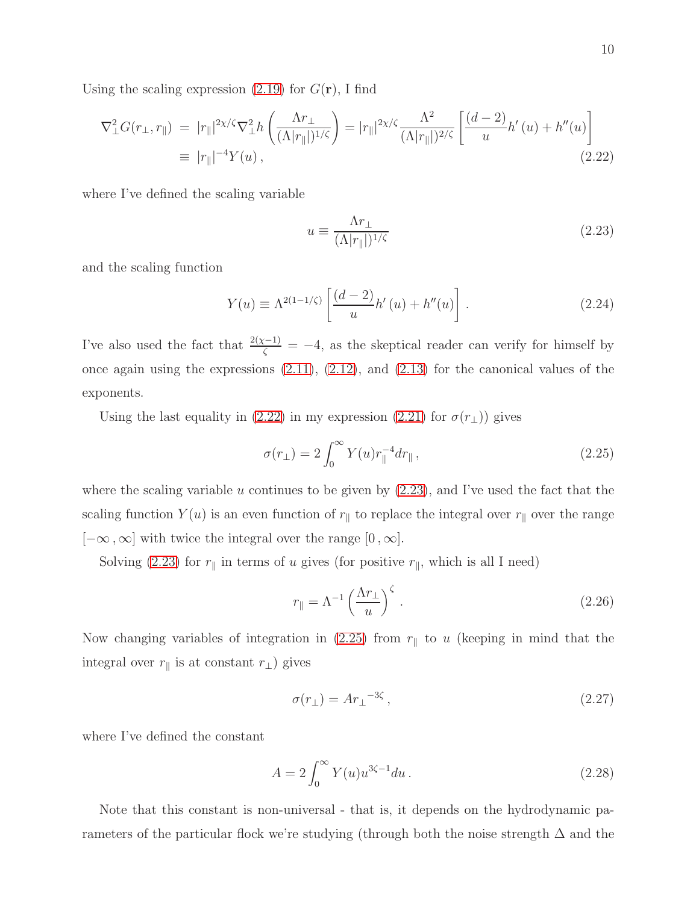Using the scaling expression (2.19) for $G(\mathbf{r})$, I find

$$
\begin{aligned}
\nabla_\perp^2 G(r_\perp, r_\parallel) &= |r_\parallel|^{2\chi/\zeta} \nabla_\perp^2 h\left(\frac{\Lambda r_\perp}{(\Lambda |r_\parallel|)^{1/\zeta}}\right) = |r_\parallel|^{2\chi/\zeta} \frac{\Lambda^2}{(\Lambda |r_\parallel|)^{2/\zeta}} \left[\frac{(d-2)}{u} h'(u) + h''(u)\right] \\
&\equiv |r_\parallel|^{-4} Y(u) \, ,
\end{aligned}
\tag{2.22}
$$

where I've defined the scaling variable

$$
u \equiv \frac{\Lambda r_\perp}{(\Lambda |r_\parallel|)^{1/\zeta}} \tag{2.23}
$$

and the scaling function

$$
Y(u) \equiv \Lambda^{2(1-1/\zeta)} \left[\frac{(d-2)}{u} h'(u) + h''(u)\right] . \tag{2.24}
$$

I've also used the fact that $\frac{2(\chi-1)}{\zeta} = -4$, as the skeptical reader can verify for himself by once again using the expressions (2.11), (2.12), and (2.13) for the canonical values of the exponents.

Using the last equality in (2.22) in my expression (2.21) for $\sigma(r_\perp)$) gives

$$
\sigma(r_\perp) = 2 \int_0^\infty Y(u) r_\parallel^{-4} dr_\parallel \, , \tag{2.25}
$$

where the scaling variable $u$ continues to be given by (2.23), and I've used the fact that the scaling function $Y(u)$ is an even function of $r_\parallel$ to replace the integral over $r_\parallel$ over the range $[-\infty, \infty]$ with twice the integral over the range $[0, \infty]$.

Solving (2.23) for $r_\parallel$ in terms of $u$ gives (for positive $r_\parallel$, which is all I need)

$$
r_\parallel = \Lambda^{-1} \left(\frac{\Lambda r_\perp}{u}\right)^\zeta . \tag{2.26}
$$

Now changing variables of integration in (2.25) from $r_\parallel$ to $u$ (keeping in mind that the integral over $r_\parallel$ is at constant $r_\perp$) gives

$$
\sigma(r_\perp) = A {r_\perp}^{-3\zeta} \, , \tag{2.27}
$$

where I've defined the constant

$$
A = 2 \int_0^\infty Y(u) u^{3\zeta - 1} du \, . \tag{2.28}
$$

Note that this constant is non-universal - that is, it depends on the hydrodynamic parameters of the particular flock we're studying (through both the noise strength $\Delta$ and the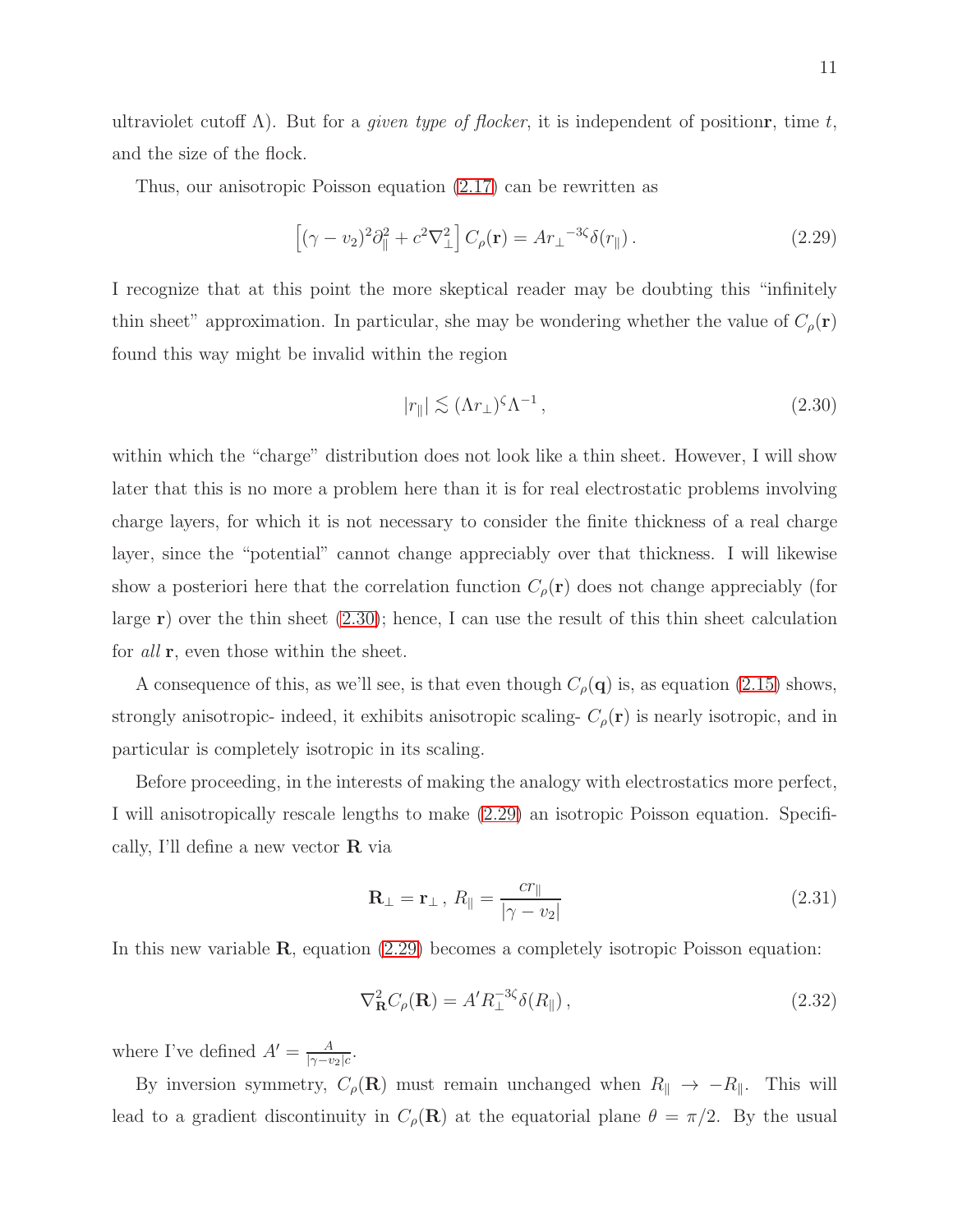ultraviolet cutoff $\Lambda$). But for a *given type of flocker*, it is independent of position$\mathbf{r}$, time $t$, and the size of the flock.

Thus, our anisotropic Poisson equation (2.17) can be rewritten as

$$\left[(\gamma - v_2)^2 \partial_\parallel^2 + c^2 \nabla_\perp^2\right] C_\rho(\mathbf{r}) = A {r_\perp}^{-3\zeta} \delta(r_\parallel) \,. \tag{2.29}$$

I recognize that at this point the more skeptical reader may be doubting this "infinitely thin sheet" approximation. In particular, she may be wondering whether the value of $C_\rho(\mathbf{r})$ found this way might be invalid within the region

$$|r_\parallel| \lesssim (\Lambda r_\perp)^\zeta \Lambda^{-1} \,, \tag{2.30}$$

within which the "charge" distribution does not look like a thin sheet. However, I will show later that this is no more a problem here than it is for real electrostatic problems involving charge layers, for which it is not necessary to consider the finite thickness of a real charge layer, since the "potential" cannot change appreciably over that thickness. I will likewise show a posteriori here that the correlation function $C_\rho(\mathbf{r})$ does not change appreciably (for large $\mathbf{r}$) over the thin sheet (2.30); hence, I can use the result of this thin sheet calculation for *all* $\mathbf{r}$, even those within the sheet.

A consequence of this, as we'll see, is that even though $C_\rho(\mathbf{q})$ is, as equation (2.15) shows, strongly anisotropic- indeed, it exhibits anisotropic scaling- $C_\rho(\mathbf{r})$ is nearly isotropic, and in particular is completely isotropic in its scaling.

Before proceeding, in the interests of making the analogy with electrostatics more perfect, I will anisotropically rescale lengths to make (2.29) an isotropic Poisson equation. Specifically, I'll define a new vector $\mathbf{R}$ via

$$\mathbf{R}_\perp = \mathbf{r}_\perp \,, \; R_\parallel = \frac{c r_\parallel}{|\gamma - v_2|} \tag{2.31}$$

In this new variable $\mathbf{R}$, equation (2.29) becomes a completely isotropic Poisson equation:

$$\nabla_\mathbf{R}^2 C_\rho(\mathbf{R}) = A' R_\perp^{-3\zeta} \delta(R_\parallel) \,, \tag{2.32}$$

where I've defined $A' = \frac{A}{|\gamma - v_2| c}$.

By inversion symmetry, $C_\rho(\mathbf{R})$ must remain unchanged when $R_\parallel \to -R_\parallel$. This will lead to a gradient discontinuity in $C_\rho(\mathbf{R})$ at the equatorial plane $\theta = \pi/2$. By the usual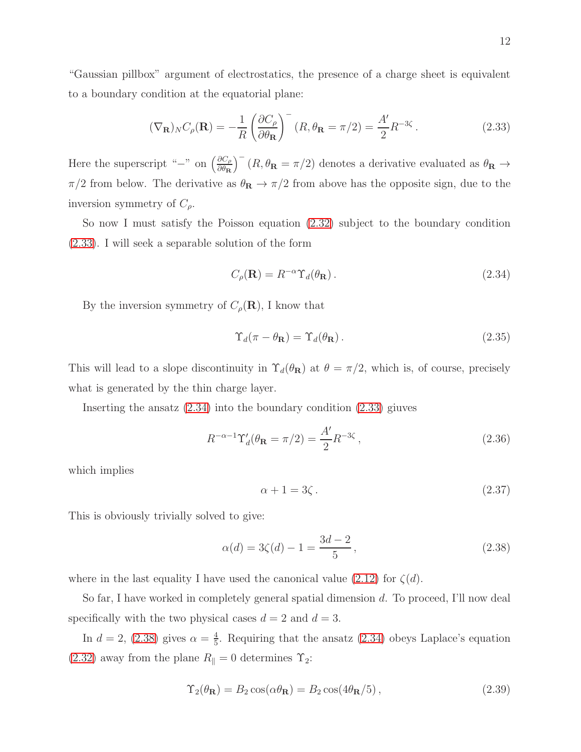"Gaussian pillbox" argument of electrostatics, the presence of a charge sheet is equivalent to a boundary condition at the equatorial plane:

$$(\nabla_{\mathbf{R}})_N C_\rho(\mathbf{R}) = -\frac{1}{R}\left(\frac{\partial C_\rho}{\partial \theta_{\mathbf{R}}}\right)^{-}(R, \theta_{\mathbf{R}} = \pi/2) = \frac{A'}{2} R^{-3\zeta}\,. \tag{2.33}$$

Here the superscript "$-$" on $\left(\frac{\partial C_\rho}{\partial \theta_{\mathbf{R}}}\right)^{-}(R, \theta_{\mathbf{R}} = \pi/2)$ denotes a derivative evaluated as $\theta_{\mathbf{R}} \to \pi/2$ from below. The derivative as $\theta_{\mathbf{R}} \to \pi/2$ from above has the opposite sign, due to the inversion symmetry of $C_\rho$.

So now I must satisfy the Poisson equation (2.32) subject to the boundary condition (2.33). I will seek a separable solution of the form

$$C_\rho(\mathbf{R}) = R^{-\alpha}\Upsilon_d(\theta_{\mathbf{R}})\,. \tag{2.34}$$

By the inversion symmetry of $C_\rho(\mathbf{R})$, I know that

$$\Upsilon_d(\pi - \theta_{\mathbf{R}}) = \Upsilon_d(\theta_{\mathbf{R}})\,. \tag{2.35}$$

This will lead to a slope discontinuity in $\Upsilon_d(\theta_{\mathbf{R}})$ at $\theta = \pi/2$, which is, of course, precisely what is generated by the thin charge layer.

Inserting the ansatz (2.34) into the boundary condition (2.33) giuves

$$R^{-\alpha-1}\Upsilon_d'(\theta_{\mathbf{R}} = \pi/2) = \frac{A'}{2} R^{-3\zeta}\,, \tag{2.36}$$

which implies

$$\alpha + 1 = 3\zeta\,. \tag{2.37}$$

This is obviously trivially solved to give:

$$\alpha(d) = 3\zeta(d) - 1 = \frac{3d-2}{5}\,, \tag{2.38}$$

where in the last equality I have used the canonical value (2.12) for $\zeta(d)$.

So far, I have worked in completely general spatial dimension $d$. To proceed, I'll now deal specifically with the two physical cases $d = 2$ and $d = 3$.

In $d = 2$, (2.38) gives $\alpha = \frac{4}{5}$. Requiring that the ansatz (2.34) obeys Laplace's equation (2.32) away from the plane $R_\parallel = 0$ determines $\Upsilon_2$:

$$\Upsilon_2(\theta_{\mathbf{R}}) = B_2\cos(\alpha\theta_{\mathbf{R}}) = B_2\cos(4\theta_{\mathbf{R}}/5)\,, \tag{2.39}$$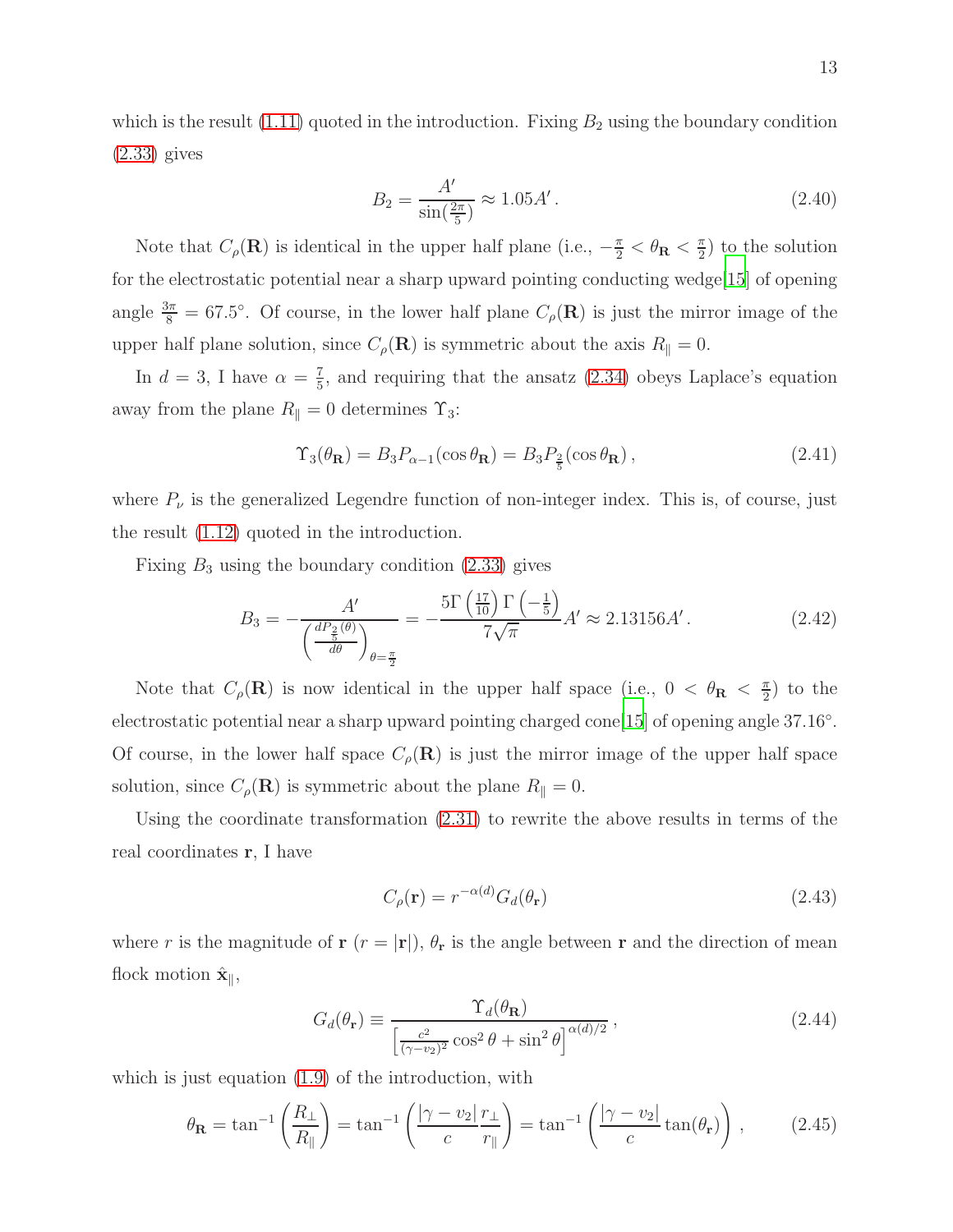which is the result (1.11) quoted in the introduction. Fixing $B_2$ using the boundary condition (2.33) gives

$$B_2 = \frac{A'}{\sin(\frac{2\pi}{5})} \approx 1.05A' . \tag{2.40}$$

Note that $C_\rho(\mathbf{R})$ is identical in the upper half plane (i.e., $-\frac{\pi}{2} < \theta_{\mathbf{R}} < \frac{\pi}{2}$) to the solution for the electrostatic potential near a sharp upward pointing conducting wedge[15] of opening angle $\frac{3\pi}{8} = 67.5°$. Of course, in the lower half plane $C_\rho(\mathbf{R})$ is just the mirror image of the upper half plane solution, since $C_\rho(\mathbf{R})$ is symmetric about the axis $R_\parallel = 0$.

In $d = 3$, I have $\alpha = \frac{7}{5}$, and requiring that the ansatz (2.34) obeys Laplace's equation away from the plane $R_\parallel = 0$ determines $\Upsilon_3$:

$$\Upsilon_3(\theta_{\mathbf{R}}) = B_3 P_{\alpha-1}(\cos\theta_{\mathbf{R}}) = B_3 P_{\frac{2}{5}}(\cos\theta_{\mathbf{R}}) , \tag{2.41}$$

where $P_\nu$ is the generalized Legendre function of non-integer index. This is, of course, just the result (1.12) quoted in the introduction.

Fixing $B_3$ using the boundary condition (2.33) gives

$$B_3 = -\frac{A'}{\left(\frac{dP_{\frac{2}{5}}(\theta)}{d\theta}\right)_{\theta=\frac{\pi}{2}}} = -\frac{5\Gamma\left(\frac{17}{10}\right)\Gamma\left(-\frac{1}{5}\right)}{7\sqrt{\pi}} A' \approx 2.13156A' . \tag{2.42}$$

Note that $C_\rho(\mathbf{R})$ is now identical in the upper half space (i.e., $0 < \theta_{\mathbf{R}} < \frac{\pi}{2}$) to the electrostatic potential near a sharp upward pointing charged cone[15] of opening angle $37.16°$. Of course, in the lower half space $C_\rho(\mathbf{R})$ is just the mirror image of the upper half space solution, since $C_\rho(\mathbf{R})$ is symmetric about the plane $R_\parallel = 0$.

Using the coordinate transformation (2.31) to rewrite the above results in terms of the real coordinates $\mathbf{r}$, I have

$$C_\rho(\mathbf{r}) = r^{-\alpha(d)} G_d(\theta_{\mathbf{r}}) \tag{2.43}$$

where $r$ is the magnitude of $\mathbf{r}$ ($r = |\mathbf{r}|$), $\theta_{\mathbf{r}}$ is the angle between $\mathbf{r}$ and the direction of mean flock motion $\hat{\mathbf{x}}_\parallel$,

$$G_d(\theta_{\mathbf{r}}) \equiv \frac{\Upsilon_d(\theta_{\mathbf{R}})}{\left[\frac{c^2}{(\gamma-v_2)^2}\cos^2\theta + \sin^2\theta\right]^{\alpha(d)/2}} , \tag{2.44}$$

which is just equation (1.9) of the introduction, with

$$\theta_{\mathbf{R}} = \tan^{-1}\left(\frac{R_\perp}{R_\parallel}\right) = \tan^{-1}\left(\frac{|\gamma - v_2|}{c}\frac{r_\perp}{r_\parallel}\right) = \tan^{-1}\left(\frac{|\gamma - v_2|}{c}\tan(\theta_{\mathbf{r}})\right) , \tag{2.45}$$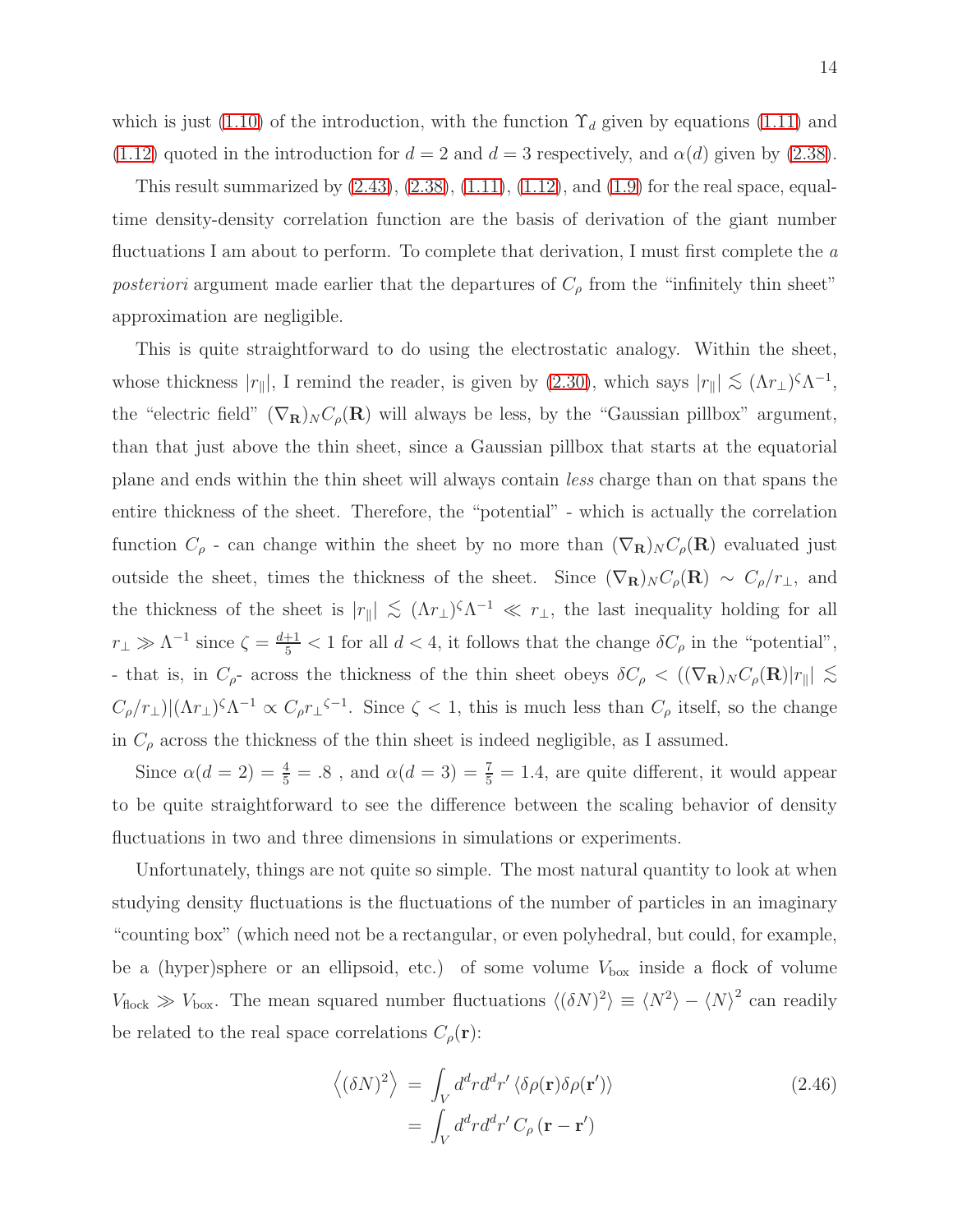which is just (1.10) of the introduction, with the function $\Upsilon_d$ given by equations (1.11) and (1.12) quoted in the introduction for $d = 2$ and $d = 3$ respectively, and $\alpha(d)$ given by (2.38).

This result summarized by (2.43), (2.38), (1.11), (1.12), and (1.9) for the real space, equal-time density-density correlation function are the basis of derivation of the giant number fluctuations I am about to perform. To complete that derivation, I must first complete the *a posteriori* argument made earlier that the departures of $C_\rho$ from the "infinitely thin sheet" approximation are negligible.

This is quite straightforward to do using the electrostatic analogy. Within the sheet, whose thickness $|r_\parallel|$, I remind the reader, is given by (2.30), which says $|r_\parallel| \lesssim (\Lambda r_\perp)^\zeta \Lambda^{-1}$, the "electric field" $(\nabla_{\mathbf{R}})_N C_\rho(\mathbf{R})$ will always be less, by the "Gaussian pillbox" argument, than that just above the thin sheet, since a Gaussian pillbox that starts at the equatorial plane and ends within the thin sheet will always contain *less* charge than on that spans the entire thickness of the sheet. Therefore, the "potential" - which is actually the correlation function $C_\rho$ - can change within the sheet by no more than $(\nabla_{\mathbf{R}})_N C_\rho(\mathbf{R})$ evaluated just outside the sheet, times the thickness of the sheet. Since $(\nabla_{\mathbf{R}})_N C_\rho(\mathbf{R}) \sim C_\rho/r_\perp$, and the thickness of the sheet is $|r_\parallel| \lesssim (\Lambda r_\perp)^\zeta \Lambda^{-1} \ll r_\perp$, the last inequality holding for all $r_\perp \gg \Lambda^{-1}$ since $\zeta = \frac{d+1}{5} < 1$ for all $d < 4$, it follows that the change $\delta C_\rho$ in the "potential", - that is, in $C_\rho$- across the thickness of the thin sheet obeys $\delta C_\rho < ((\nabla_{\mathbf{R}})_N C_\rho(\mathbf{R})|r_\parallel| \lesssim C_\rho/r_\perp)|(\Lambda r_\perp)^\zeta \Lambda^{-1} \propto C_\rho {r_\perp}^{\zeta-1}$. Since $\zeta < 1$, this is much less than $C_\rho$ itself, so the change in $C_\rho$ across the thickness of the thin sheet is indeed negligible, as I assumed.

Since $\alpha(d = 2) = \frac{4}{5} = .8$ , and $\alpha(d = 3) = \frac{7}{5} = 1.4$, are quite different, it would appear to be quite straightforward to see the difference between the scaling behavior of density fluctuations in two and three dimensions in simulations or experiments.

Unfortunately, things are not quite so simple. The most natural quantity to look at when studying density fluctuations is the fluctuations of the number of particles in an imaginary "counting box" (which need not be a rectangular, or even polyhedral, but could, for example, be a (hyper)sphere or an ellipsoid, etc.) of some volume $V_{\text{box}}$ inside a flock of volume $V_{\text{flock}} \gg V_{\text{box}}$. The mean squared number fluctuations $\langle(\delta N)^2\rangle \equiv \langle N^2\rangle - \langle N\rangle^2$ can readily be related to the real space correlations $C_\rho(\mathbf{r})$:

$$
\begin{aligned}
\left\langle(\delta N)^2\right\rangle &= \int_V d^d r d^d r' \left\langle\delta\rho(\mathbf{r})\delta\rho(\mathbf{r}')\right\rangle \\
&= \int_V d^d r d^d r' \, C_\rho\left(\mathbf{r}-\mathbf{r}'\right)
\end{aligned}
\tag{2.46}
$$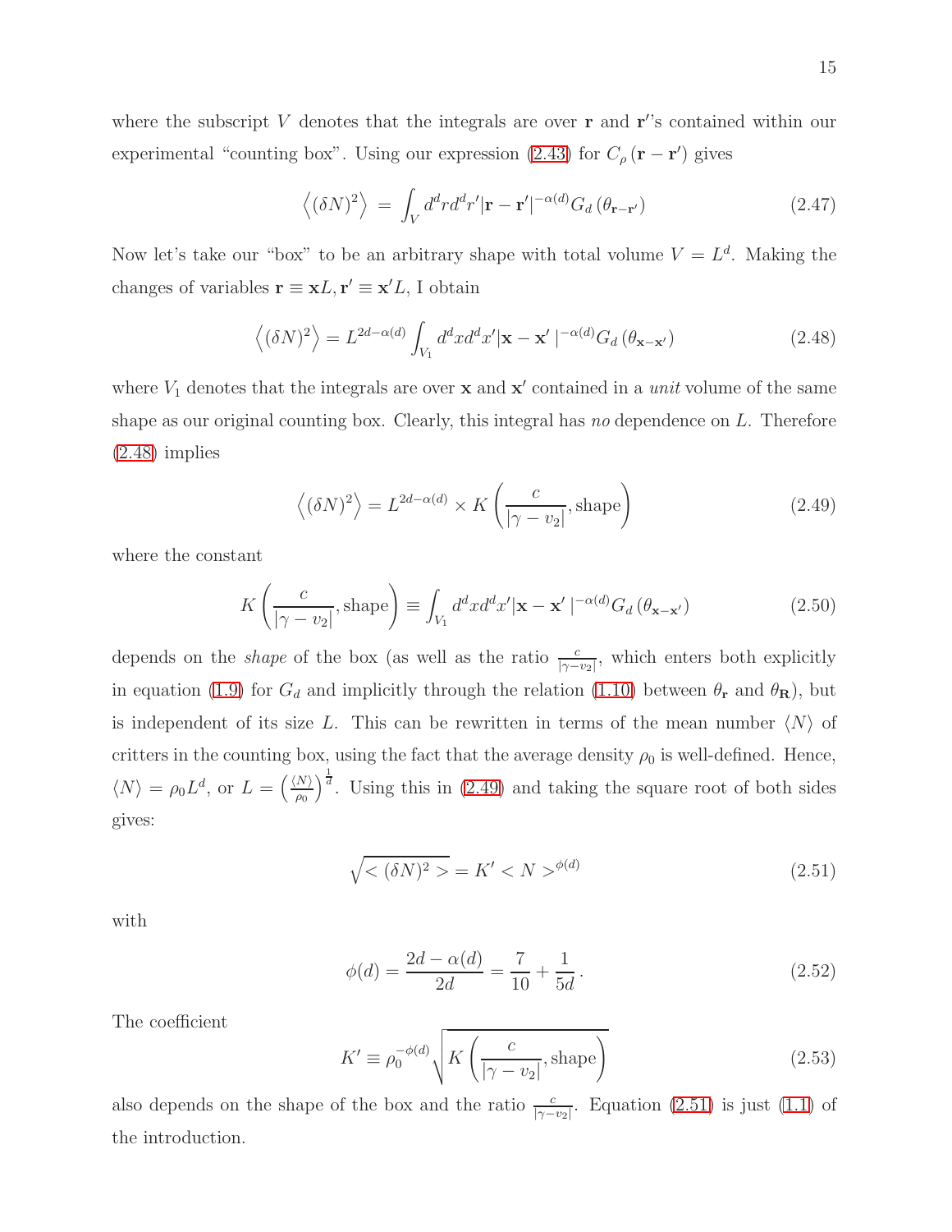where the subscript $V$ denotes that the integrals are over $\mathbf{r}$ and $\mathbf{r}'$'s contained within our experimental "counting box". Using our expression (2.43) for $C_\rho(\mathbf{r}-\mathbf{r}')$ gives

$$\left\langle (\delta N)^2 \right\rangle \;=\; \int_V d^d r d^d r' |\mathbf{r}-\mathbf{r}'|^{-\alpha(d)} G_d\left(\theta_{\mathbf{r}-\mathbf{r}'}\right) \tag{2.47}$$

Now let's take our "box" to be an arbitrary shape with total volume $V = L^d$. Making the changes of variables $\mathbf{r} \equiv \mathbf{x}L, \mathbf{r}' \equiv \mathbf{x}'L$, I obtain

$$\left\langle (\delta N)^2 \right\rangle = L^{2d-\alpha(d)} \int_{V_1} d^d x d^d x' |\mathbf{x}-\mathbf{x}'\,|^{-\alpha(d)} G_d\left(\theta_{\mathbf{x}-\mathbf{x}'}\right) \tag{2.48}$$

where $V_1$ denotes that the integrals are over $\mathbf{x}$ and $\mathbf{x}'$ contained in a *unit* volume of the same shape as our original counting box. Clearly, this integral has *no* dependence on $L$. Therefore (2.48) implies

$$\left\langle (\delta N)^2 \right\rangle = L^{2d-\alpha(d)} \times K\left(\frac{c}{|\gamma - v_2|}, \text{shape}\right) \tag{2.49}$$

where the constant

$$K\left(\frac{c}{|\gamma - v_2|}, \text{shape}\right) \equiv \int_{V_1} d^d x d^d x' |\mathbf{x}-\mathbf{x}'\,|^{-\alpha(d)} G_d\left(\theta_{\mathbf{x}-\mathbf{x}'}\right) \tag{2.50}$$

depends on the *shape* of the box (as well as the ratio $\frac{c}{|\gamma - v_2|}$, which enters both explicitly in equation (1.9) for $G_d$ and implicitly through the relation (1.10) between $\theta_{\mathbf{r}}$ and $\theta_{\mathbf{R}}$), but is independent of its size $L$. This can be rewritten in terms of the mean number $\langle N \rangle$ of critters in the counting box, using the fact that the average density $\rho_0$ is well-defined. Hence, $\langle N \rangle = \rho_0 L^d$, or $L = \left(\frac{\langle N \rangle}{\rho_0}\right)^{\frac{1}{d}}$. Using this in (2.49) and taking the square root of both sides gives:

$$\sqrt{<(\delta N)^2>} = K' <N>^{\phi(d)} \tag{2.51}$$

with

$$\phi(d) = \frac{2d - \alpha(d)}{2d} = \frac{7}{10} + \frac{1}{5d}\,. \tag{2.52}$$

The coefficient

$$K' \equiv \rho_0^{-\phi(d)} \sqrt{K\left(\frac{c}{|\gamma - v_2|}, \text{shape}\right)} \tag{2.53}$$

also depends on the shape of the box and the ratio $\frac{c}{|\gamma - v_2|}$. Equation (2.51) is just (1.1) of the introduction.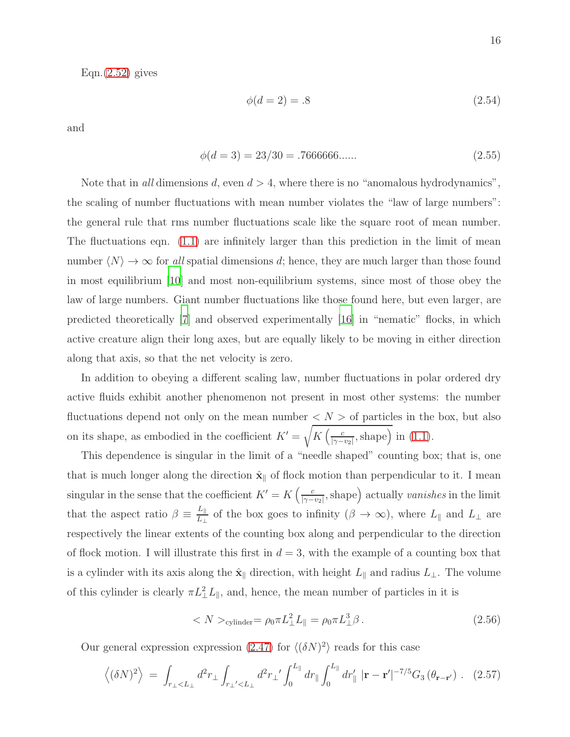Eqn.(2.52) gives

$$\phi(d=2) = .8 \tag{2.54}$$

and

$$\phi(d=3) = 23/30 = .7666666...... \tag{2.55}$$

Note that in *all* dimensions $d$, even $d > 4$, where there is no "anomalous hydrodynamics", the scaling of number fluctuations with mean number violates the "law of large numbers": the general rule that rms number fluctuations scale like the square root of mean number. The fluctuations eqn. (1.1) are infinitely larger than this prediction in the limit of mean number $\langle N \rangle \to \infty$ for *all* spatial dimensions $d$; hence, they are much larger than those found in most equilibrium [10] and most non-equilibrium systems, since most of those obey the law of large numbers. Giant number fluctuations like those found here, but even larger, are predicted theoretically [7] and observed experimentally [16] in "nematic" flocks, in which active creature align their long axes, but are equally likely to be moving in either direction along that axis, so that the net velocity is zero.

In addition to obeying a different scaling law, number fluctuations in polar ordered dry active fluids exhibit another phenomenon not present in most other systems: the number fluctuations depend not only on the mean number $< N >$ of particles in the box, but also on its shape, as embodied in the coefficient $K' = \sqrt{K\left(\frac{c}{|\gamma - v_2|}, \text{shape}\right)}$ in (1.1).

This dependence is singular in the limit of a "needle shaped" counting box; that is, one that is much longer along the direction $\hat{\mathbf{x}}_\parallel$ of flock motion than perpendicular to it. I mean singular in the sense that the coefficient $K' = K\left(\frac{c}{|\gamma - v_2|}, \text{shape}\right)$ actually *vanishes* in the limit that the aspect ratio $\beta \equiv \frac{L_\parallel}{L_\perp}$ of the box goes to infinity ($\beta \to \infty$), where $L_\parallel$ and $L_\perp$ are respectively the linear extents of the counting box along and perpendicular to the direction of flock motion. I will illustrate this first in $d = 3$, with the example of a counting box that is a cylinder with its axis along the $\hat{\mathbf{x}}_\parallel$ direction, with height $L_\parallel$ and radius $L_\perp$. The volume of this cylinder is clearly $\pi L_\perp^2 L_\parallel$, and, hence, the mean number of particles in it is

$$< N >_{\text{cylinder}} = \rho_0 \pi L_\perp^2 L_\parallel = \rho_0 \pi L_\perp^3 \beta \,. \tag{2.56}$$

Our general expression expression (2.47) for $\langle (\delta N)^2 \rangle$ reads for this case

$$\left\langle (\delta N)^2 \right\rangle \;=\; \int_{r_\perp < L_\perp} d^2 r_\perp \int_{r_\perp{}' < L_\perp} d^2 r_\perp{}' \int_0^{L_\parallel} dr_\parallel \int_0^{L_\parallel} dr_\parallel' \; |\mathbf{r} - \mathbf{r}'|^{-7/5} G_3\left(\theta_{\mathbf{r}-\mathbf{r}'}\right) \,. \tag{2.57}$$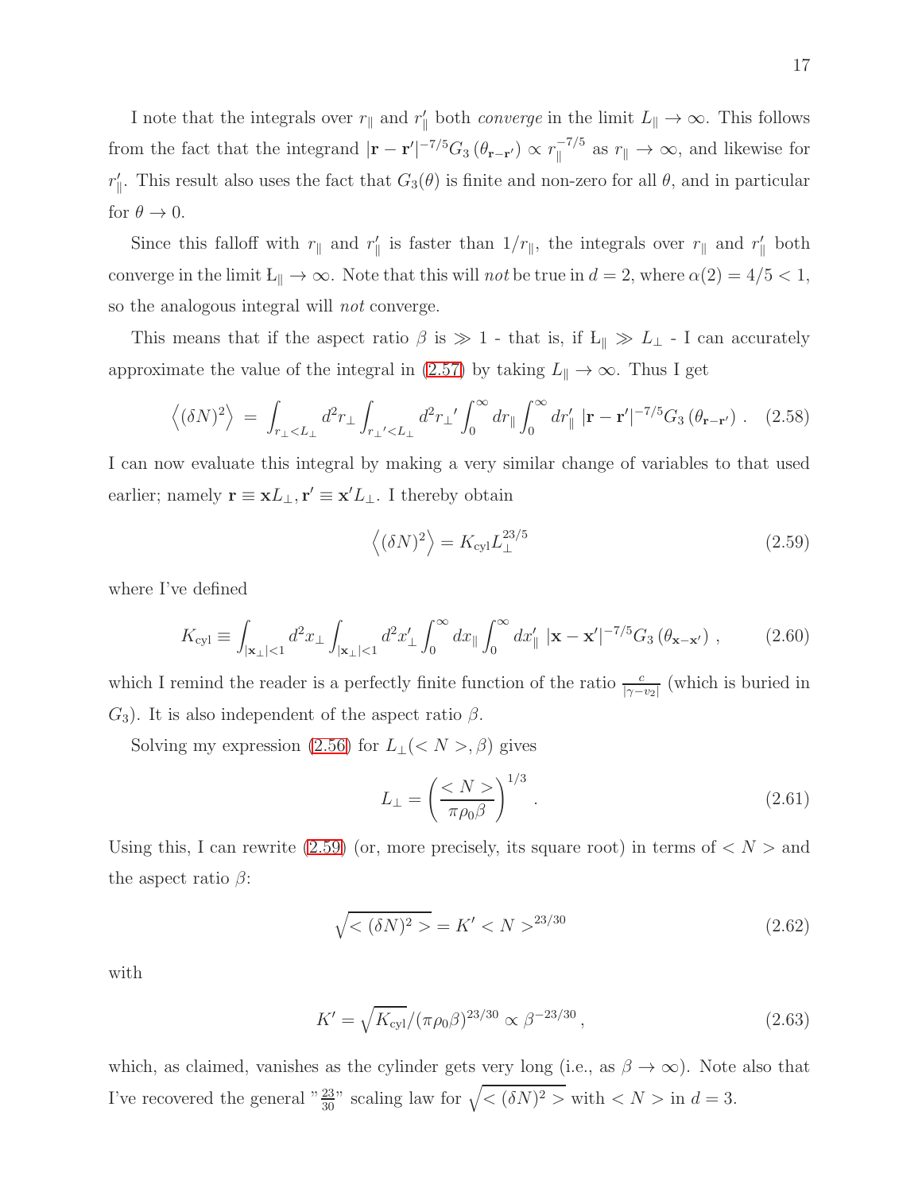I note that the integrals over $r_\parallel$ and $r'_\parallel$ both *converge* in the limit $L_\parallel \to \infty$. This follows from the fact that the integrand $|\mathbf{r}-\mathbf{r}'|^{-7/5} G_3(\theta_{\mathbf{r}-\mathbf{r}'}) \propto r_\parallel^{-7/5}$ as $r_\parallel \to \infty$, and likewise for $r'_\parallel$. This result also uses the fact that $G_3(\theta)$ is finite and non-zero for all $\theta$, and in particular for $\theta \to 0$.

Since this falloff with $r_\parallel$ and $r'_\parallel$ is faster than $1/r_\parallel$, the integrals over $r_\parallel$ and $r'_\parallel$ both converge in the limit $L_\parallel \to \infty$. Note that this will *not* be true in $d = 2$, where $\alpha(2) = 4/5 < 1$, so the analogous integral will *not* converge.

This means that if the aspect ratio $\beta$ is $\gg 1$ - that is, if $L_\parallel \gg L_\perp$ - I can accurately approximate the value of the integral in (2.57) by taking $L_\parallel \to \infty$. Thus I get

$$\left\langle (\delta N)^2 \right\rangle = \int_{r_\perp < L_\perp} d^2 r_\perp \int_{r_\perp{}' < L_\perp} d^2 r_\perp{}' \int_0^\infty dr_\parallel \int_0^\infty dr'_\parallel \; |\mathbf{r}-\mathbf{r}'|^{-7/5} G_3(\theta_{\mathbf{r}-\mathbf{r}'}) \; . \quad (2.58)$$

I can now evaluate this integral by making a very similar change of variables to that used earlier; namely $\mathbf{r} \equiv \mathbf{x} L_\perp, \mathbf{r}' \equiv \mathbf{x}' L_\perp$. I thereby obtain

$$\left\langle (\delta N)^2 \right\rangle = K_{\rm cyl} L_\perp^{23/5} \quad (2.59)$$

where I've defined

$$K_{\rm cyl} \equiv \int_{|\mathbf{x}_\perp|<1} d^2 x_\perp \int_{|\mathbf{x}_\perp|<1} d^2 x'_\perp \int_0^\infty dx_\parallel \int_0^\infty dx'_\parallel \; |\mathbf{x}-\mathbf{x}'|^{-7/5} G_3(\theta_{\mathbf{x}-\mathbf{x}'}) \; , \quad (2.60)$$

which I remind the reader is a perfectly finite function of the ratio $\frac{c}{|\gamma - v_2|}$ (which is buried in $G_3$). It is also independent of the aspect ratio $\beta$.

Solving my expression (2.56) for $L_\perp(< N >, \beta)$ gives

$$L_\perp = \left( \frac{< N >}{\pi \rho_0 \beta} \right)^{1/3} \; . \quad (2.61)$$

Using this, I can rewrite (2.59) (or, more precisely, its square root) in terms of $< N >$ and the aspect ratio $\beta$:

$$\sqrt{< (\delta N)^2 >} = K' < N >^{23/30} \quad (2.62)$$

with

$$K' = \sqrt{K_{\rm cyl}} / (\pi \rho_0 \beta)^{23/30} \propto \beta^{-23/30} \, , \quad (2.63)$$

which, as claimed, vanishes as the cylinder gets very long (i.e., as $\beta \to \infty$). Note also that I've recovered the general "$\frac{23}{30}$" scaling law for $\sqrt{< (\delta N)^2 >}$ with $< N >$ in $d = 3$.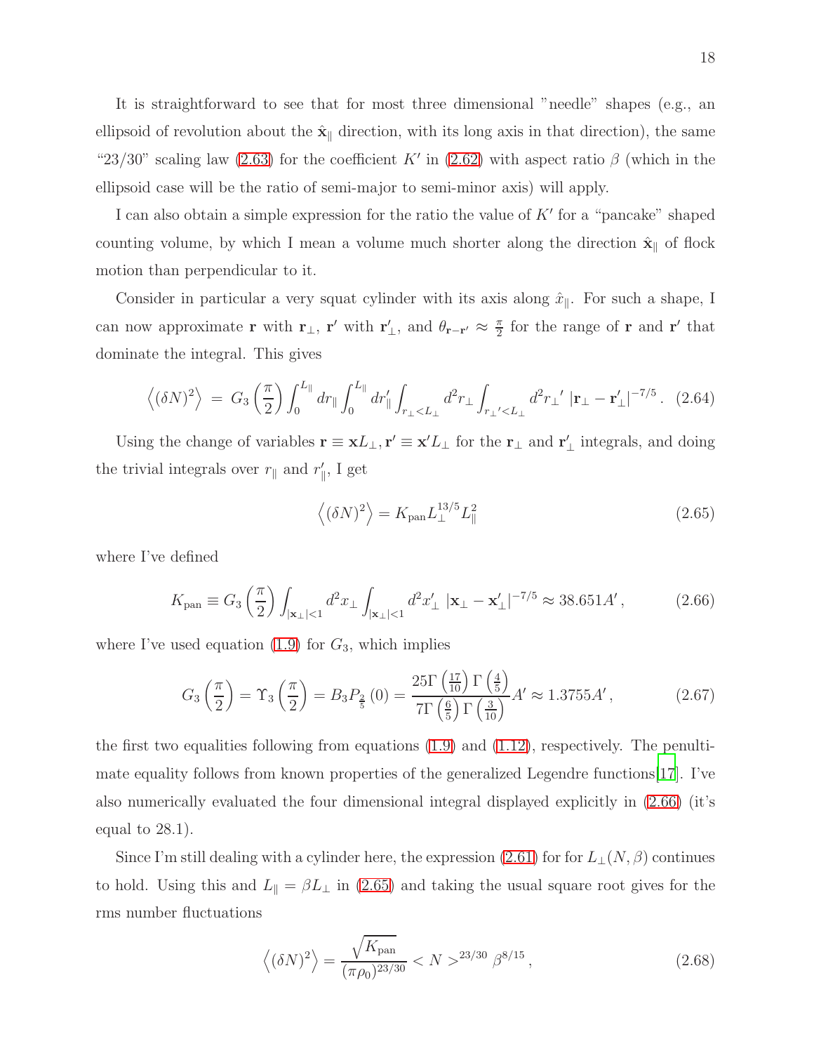It is straightforward to see that for most three dimensional "needle" shapes (e.g., an ellipsoid of revolution about the $\hat{\mathbf{x}}_\parallel$ direction, with its long axis in that direction), the same "23/30" scaling law (2.63) for the coefficient $K'$ in (2.62) with aspect ratio $\beta$ (which in the ellipsoid case will be the ratio of semi-major to semi-minor axis) will apply.

I can also obtain a simple expression for the ratio the value of $K'$ for a "pancake" shaped counting volume, by which I mean a volume much shorter along the direction $\hat{\mathbf{x}}_\parallel$ of flock motion than perpendicular to it.

Consider in particular a very squat cylinder with its axis along $\hat{x}_\parallel$. For such a shape, I can now approximate $\mathbf{r}$ with $\mathbf{r}_\perp$, $\mathbf{r}'$ with $\mathbf{r}'_\perp$, and $\theta_{\mathbf{r}-\mathbf{r}'} \approx \frac{\pi}{2}$ for the range of $\mathbf{r}$ and $\mathbf{r}'$ that dominate the integral. This gives

$$\left\langle (\delta N)^2 \right\rangle \; = \; G_3\left(\frac{\pi}{2}\right) \int_0^{L_\parallel} dr_\parallel \int_0^{L_\parallel} dr'_\parallel \int_{r_\perp < L_\perp} d^2 r_\perp \int_{r_\perp{}' < L_\perp} d^2 r_\perp{}' \; |\mathbf{r}_\perp - \mathbf{r}'_\perp|^{-7/5} \, . \quad (2.64)$$

Using the change of variables $\mathbf{r} \equiv \mathbf{x} L_\perp, \mathbf{r}' \equiv \mathbf{x}' L_\perp$ for the $\mathbf{r}_\perp$ and $\mathbf{r}'_\perp$ integrals, and doing the trivial integrals over $r_\parallel$ and $r'_\parallel$, I get

$$\left\langle (\delta N)^2 \right\rangle = K_{\rm pan} L_\perp^{13/5} L_\parallel^2 \quad (2.65)$$

where I've defined

$$K_{\rm pan} \equiv G_3\left(\frac{\pi}{2}\right) \int_{|\mathbf{x}_\perp|<1} d^2 x_\perp \int_{|\mathbf{x}_\perp|<1} d^2 x'_\perp \; |\mathbf{x}_\perp - \mathbf{x}'_\perp|^{-7/5} \approx 38.651 A' \, , \quad (2.66)$$

where I've used equation (1.9) for $G_3$, which implies

$$G_3\left(\frac{\pi}{2}\right) = \Upsilon_3\left(\frac{\pi}{2}\right) = B_3 P_{\frac{2}{5}}(0) = \frac{25\Gamma\left(\frac{17}{10}\right)\Gamma\left(\frac{4}{5}\right)}{7\Gamma\left(\frac{6}{5}\right)\Gamma\left(\frac{3}{10}\right)} A' \approx 1.3755 A' \, , \quad (2.67)$$

the first two equalities following from equations (1.9) and (1.12), respectively. The penultimate equality follows from known properties of the generalized Legendre functions[17]. I've also numerically evaluated the four dimensional integral displayed explicitly in (2.66) (it's equal to 28.1).

Since I'm still dealing with a cylinder here, the expression (2.61) for for $L_\perp(N, \beta)$ continues to hold. Using this and $L_\parallel = \beta L_\perp$ in (2.65) and taking the usual square root gives for the rms number fluctuations

$$\left\langle (\delta N)^2 \right\rangle = \frac{\sqrt{K_{\rm pan}}}{(\pi \rho_0)^{23/30}} < N >^{23/30} \beta^{8/15} \, , \quad (2.68)$$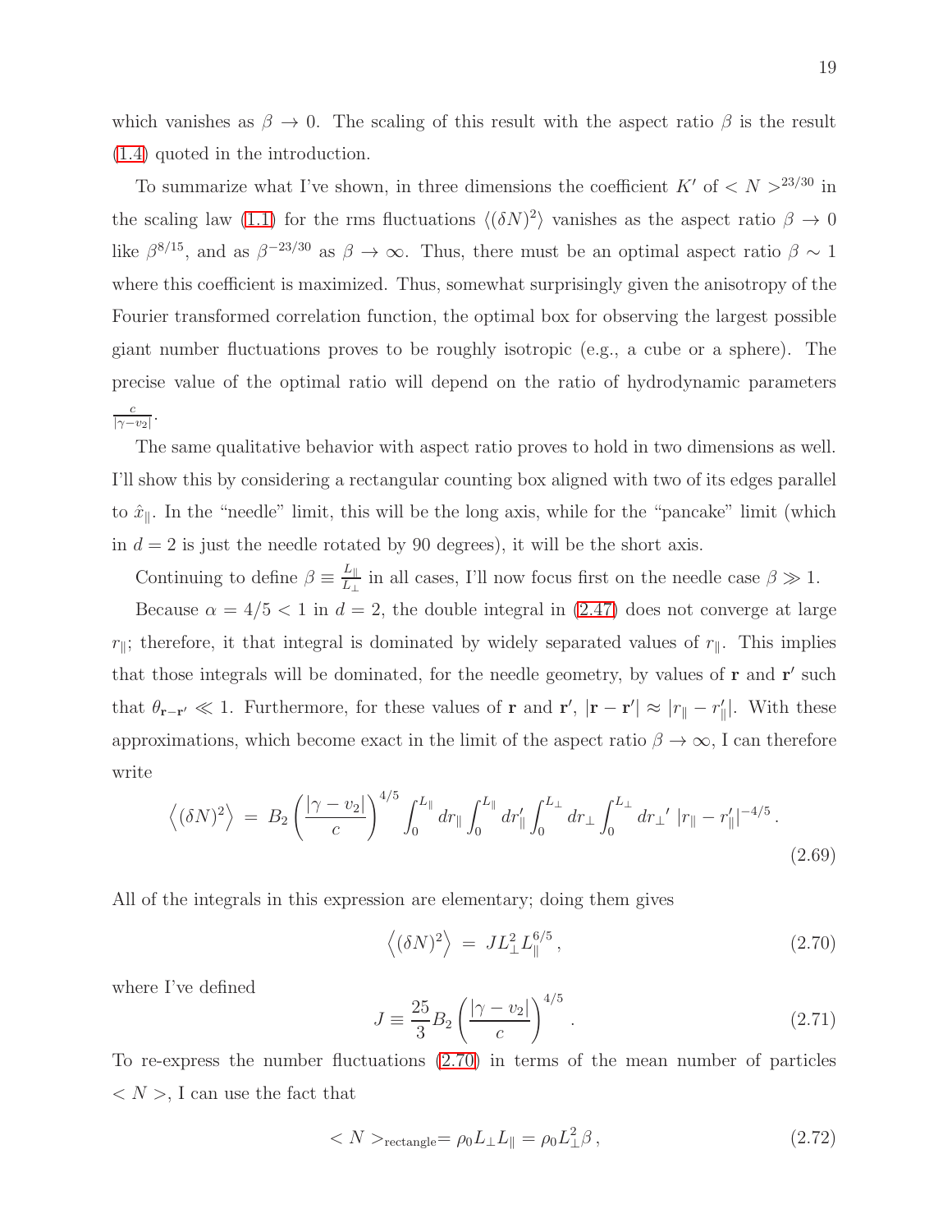which vanishes as $\beta \to 0$. The scaling of this result with the aspect ratio $\beta$ is the result (1.4) quoted in the introduction.

To summarize what I've shown, in three dimensions the coefficient $K'$ of $< N >^{23/30}$ in the scaling law (1.1) for the rms fluctuations $\langle(\delta N)^2\rangle$ vanishes as the aspect ratio $\beta \to 0$ like $\beta^{8/15}$, and as $\beta^{-23/30}$ as $\beta \to \infty$. Thus, there must be an optimal aspect ratio $\beta \sim 1$ where this coefficient is maximized. Thus, somewhat surprisingly given the anisotropy of the Fourier transformed correlation function, the optimal box for observing the largest possible giant number fluctuations proves to be roughly isotropic (e.g., a cube or a sphere). The precise value of the optimal ratio will depend on the ratio of hydrodynamic parameters $\frac{c}{|\gamma - v_2|}$.

The same qualitative behavior with aspect ratio proves to hold in two dimensions as well. I'll show this by considering a rectangular counting box aligned with two of its edges parallel to $\hat{x}_\parallel$. In the "needle" limit, this will be the long axis, while for the "pancake" limit (which in $d = 2$ is just the needle rotated by 90 degrees), it will be the short axis.

Continuing to define $\beta \equiv \frac{L_\parallel}{L_\perp}$ in all cases, I'll now focus first on the needle case $\beta \gg 1$.

Because $\alpha = 4/5 < 1$ in $d = 2$, the double integral in (2.47) does not converge at large $r_\parallel$; therefore, it that integral is dominated by widely separated values of $r_\parallel$. This implies that those integrals will be dominated, for the needle geometry, by values of $\mathbf{r}$ and $\mathbf{r}'$ such that $\theta_{\mathbf{r}-\mathbf{r}'} \ll 1$. Furthermore, for these values of $\mathbf{r}$ and $\mathbf{r}'$, $|\mathbf{r} - \mathbf{r}'| \approx |r_\parallel - r'_\parallel|$. With these approximations, which become exact in the limit of the aspect ratio $\beta \to \infty$, I can therefore write

$$\left\langle(\delta N)^2\right\rangle \;=\; B_2 \left(\frac{|\gamma - v_2|}{c}\right)^{4/5} \int_0^{L_\parallel} dr_\parallel \int_0^{L_\parallel} dr'_\parallel \int_0^{L_\perp} dr_\perp \int_0^{L_\perp} dr_\perp{}' \; |r_\parallel - r'_\parallel|^{-4/5} \,. \tag{2.69}$$

All of the integrals in this expression are elementary; doing them gives

$$\left\langle(\delta N)^2\right\rangle \;=\; J L_\perp^2 L_\parallel^{6/5} \,, \tag{2.70}$$

where I've defined

$$J \equiv \frac{25}{3} B_2 \left(\frac{|\gamma - v_2|}{c}\right)^{4/5} \,. \tag{2.71}$$

To re-express the number fluctuations (2.70) in terms of the mean number of particles $< N >$, I can use the fact that

$$< N >_{\text{rectangle}} = \rho_0 L_\perp L_\parallel = \rho_0 L_\perp^2 \beta \,, \tag{2.72}$$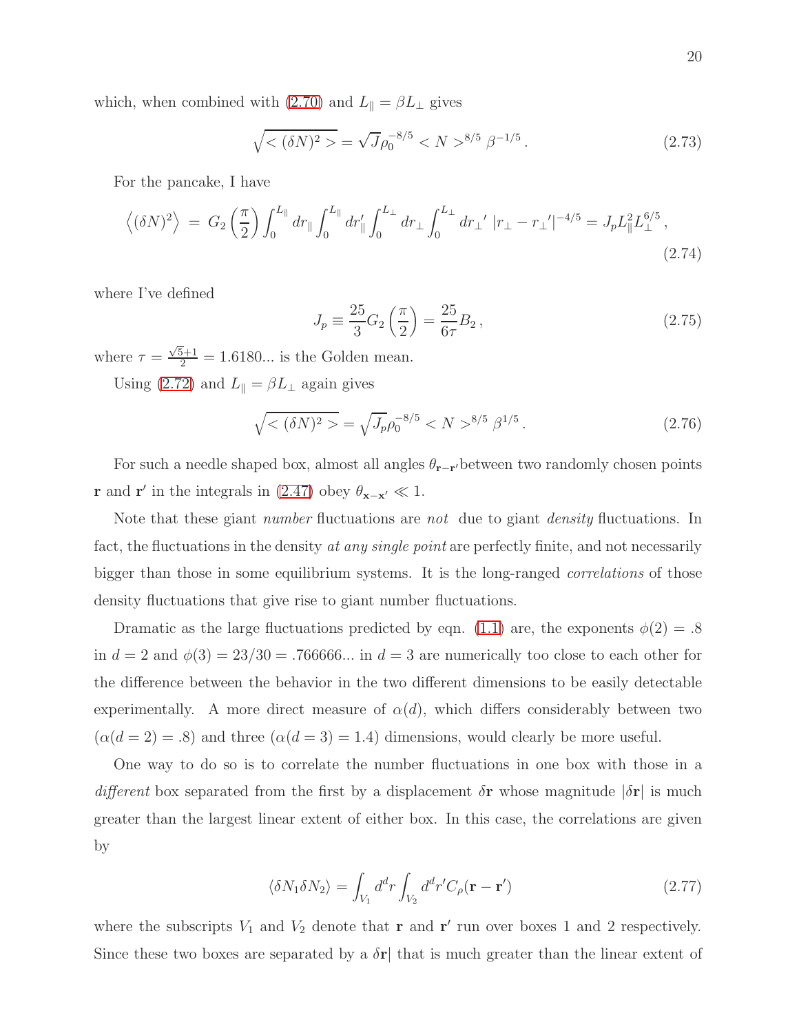which, when combined with (2.70) and $L_\parallel = \beta L_\perp$ gives

$$\sqrt{<(\delta N)^2>} = \sqrt{J}\rho_0^{-8/5} < N >^{8/5} \beta^{-1/5} \,. \tag{2.73}$$

For the pancake, I have

$$\left\langle (\delta N)^2 \right\rangle \;=\; G_2\left(\frac{\pi}{2}\right) \int_0^{L_\parallel} dr_\parallel \int_0^{L_\parallel} dr_\parallel' \int_0^{L_\perp} dr_\perp \int_0^{L_\perp} dr_\perp{}' \; |r_\perp - r_\perp{}'|^{-4/5} = J_p L_\parallel^2 L_\perp^{6/5} \,, \tag{2.74}$$

where I've defined

$$J_p \equiv \frac{25}{3} G_2\left(\frac{\pi}{2}\right) = \frac{25}{6\tau} B_2 \,, \tag{2.75}$$

where $\tau = \frac{\sqrt{5}+1}{2} = 1.6180...$ is the Golden mean.

Using (2.72) and $L_\parallel = \beta L_\perp$ again gives

$$\sqrt{<(\delta N)^2>} = \sqrt{J_p}\rho_0^{-8/5} < N >^{8/5} \beta^{1/5} \,. \tag{2.76}$$

For such a needle shaped box, almost all angles $\theta_{\mathbf{r}-\mathbf{r}'}$between two randomly chosen points $\mathbf{r}$ and $\mathbf{r}'$ in the integrals in (2.47) obey $\theta_{\mathbf{x}-\mathbf{x}'} \ll 1$.

Note that these giant *number* fluctuations are *not* due to giant *density* fluctuations. In fact, the fluctuations in the density *at any single point* are perfectly finite, and not necessarily bigger than those in some equilibrium systems. It is the long-ranged *correlations* of those density fluctuations that give rise to giant number fluctuations.

Dramatic as the large fluctuations predicted by eqn. (1.1) are, the exponents $\phi(2) = .8$ in $d = 2$ and $\phi(3) = 23/30 = .766666...$ in $d = 3$ are numerically too close to each other for the difference between the behavior in the two different dimensions to be easily detectable experimentally. A more direct measure of $\alpha(d)$, which differs considerably between two ($\alpha(d = 2) = .8$) and three ($\alpha(d = 3) = 1.4$) dimensions, would clearly be more useful.

One way to do so is to correlate the number fluctuations in one box with those in a *different* box separated from the first by a displacement $\delta\mathbf{r}$ whose magnitude $|\delta\mathbf{r}|$ is much greater than the largest linear extent of either box. In this case, the correlations are given by

$$\langle \delta N_1 \delta N_2 \rangle = \int_{V_1} d^d r \int_{V_2} d^d r' C_\rho(\mathbf{r} - \mathbf{r}') \tag{2.77}$$

where the subscripts $V_1$ and $V_2$ denote that $\mathbf{r}$ and $\mathbf{r}'$ run over boxes 1 and 2 respectively. Since these two boxes are separated by a $\delta\mathbf{r}|$ that is much greater than the linear extent of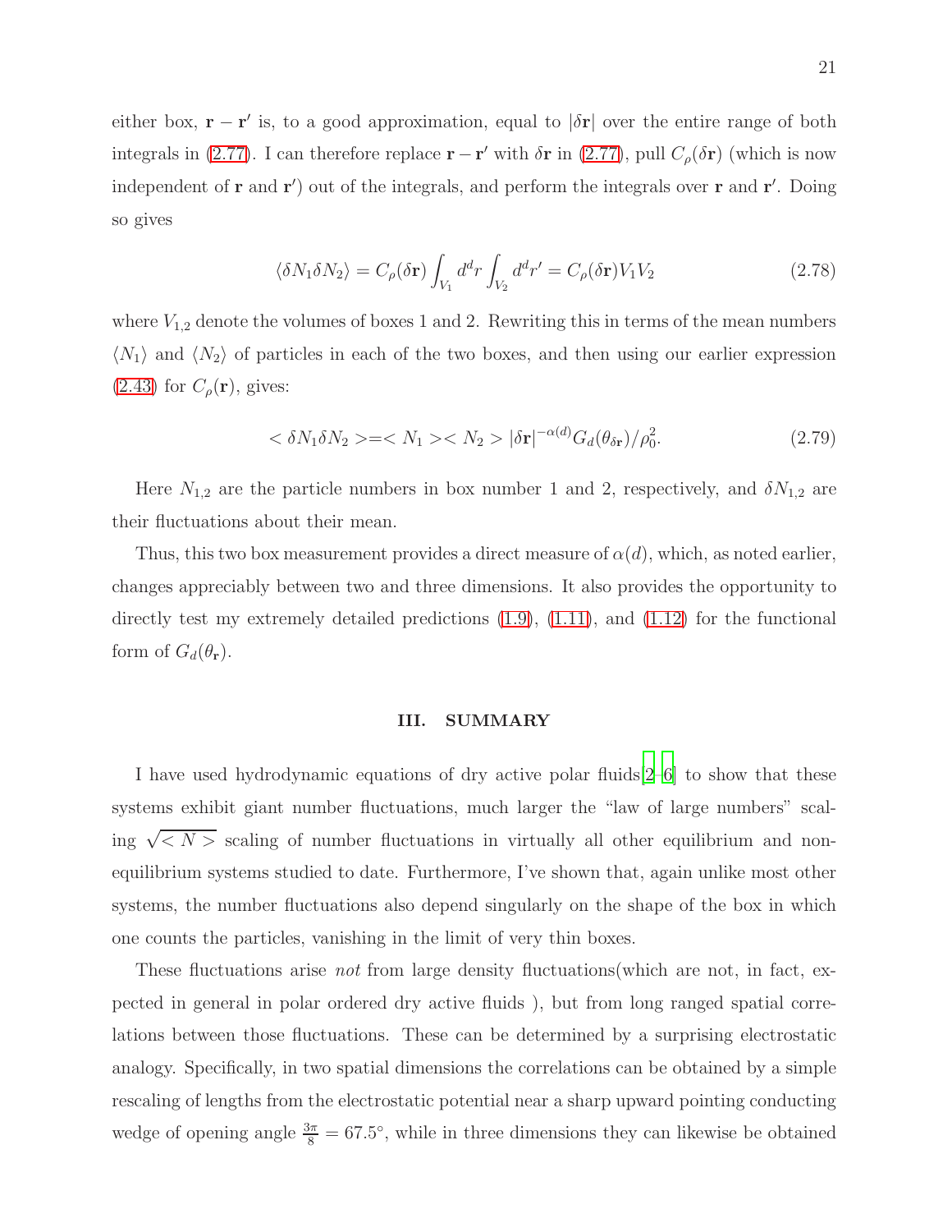either box, $\mathbf{r} - \mathbf{r}'$ is, to a good approximation, equal to $|\delta\mathbf{r}|$ over the entire range of both integrals in (2.77). I can therefore replace $\mathbf{r} - \mathbf{r}'$ with $\delta\mathbf{r}$ in (2.77), pull $C_\rho(\delta\mathbf{r})$ (which is now independent of $\mathbf{r}$ and $\mathbf{r}'$) out of the integrals, and perform the integrals over $\mathbf{r}$ and $\mathbf{r}'$. Doing so gives

$$\langle \delta N_1 \delta N_2 \rangle = C_\rho(\delta\mathbf{r}) \int_{V_1} d^d r \int_{V_2} d^d r' = C_\rho(\delta\mathbf{r}) V_1 V_2 \tag{2.78}$$

where $V_{1,2}$ denote the volumes of boxes 1 and 2. Rewriting this in terms of the mean numbers $\langle N_1 \rangle$ and $\langle N_2 \rangle$ of particles in each of the two boxes, and then using our earlier expression (2.43) for $C_\rho(\mathbf{r})$, gives:

$$< \delta N_1 \delta N_2 > = < N_1 >< N_2 > |\delta\mathbf{r}|^{-\alpha(d)} G_d(\theta_{\delta\mathbf{r}})/\rho_0^2. \tag{2.79}$$

Here $N_{1,2}$ are the particle numbers in box number 1 and 2, respectively, and $\delta N_{1,2}$ are their fluctuations about their mean.

Thus, this two box measurement provides a direct measure of $\alpha(d)$, which, as noted earlier, changes appreciably between two and three dimensions. It also provides the opportunity to directly test my extremely detailed predictions (1.9), (1.11), and (1.12) for the functional form of $G_d(\theta_\mathbf{r})$.

## III. SUMMARY

I have used hydrodynamic equations of dry active polar fluids[2–6] to show that these systems exhibit giant number fluctuations, much larger the "law of large numbers" scaling $\sqrt{< N >}$ scaling of number fluctuations in virtually all other equilibrium and non-equilibrium systems studied to date. Furthermore, I've shown that, again unlike most other systems, the number fluctuations also depend singularly on the shape of the box in which one counts the particles, vanishing in the limit of very thin boxes.

These fluctuations arise *not* from large density fluctuations(which are not, in fact, expected in general in polar ordered dry active fluids ), but from long ranged spatial correlations between those fluctuations. These can be determined by a surprising electrostatic analogy. Specifically, in two spatial dimensions the correlations can be obtained by a simple rescaling of lengths from the electrostatic potential near a sharp upward pointing conducting wedge of opening angle $\frac{3\pi}{8} = 67.5°$, while in three dimensions they can likewise be obtained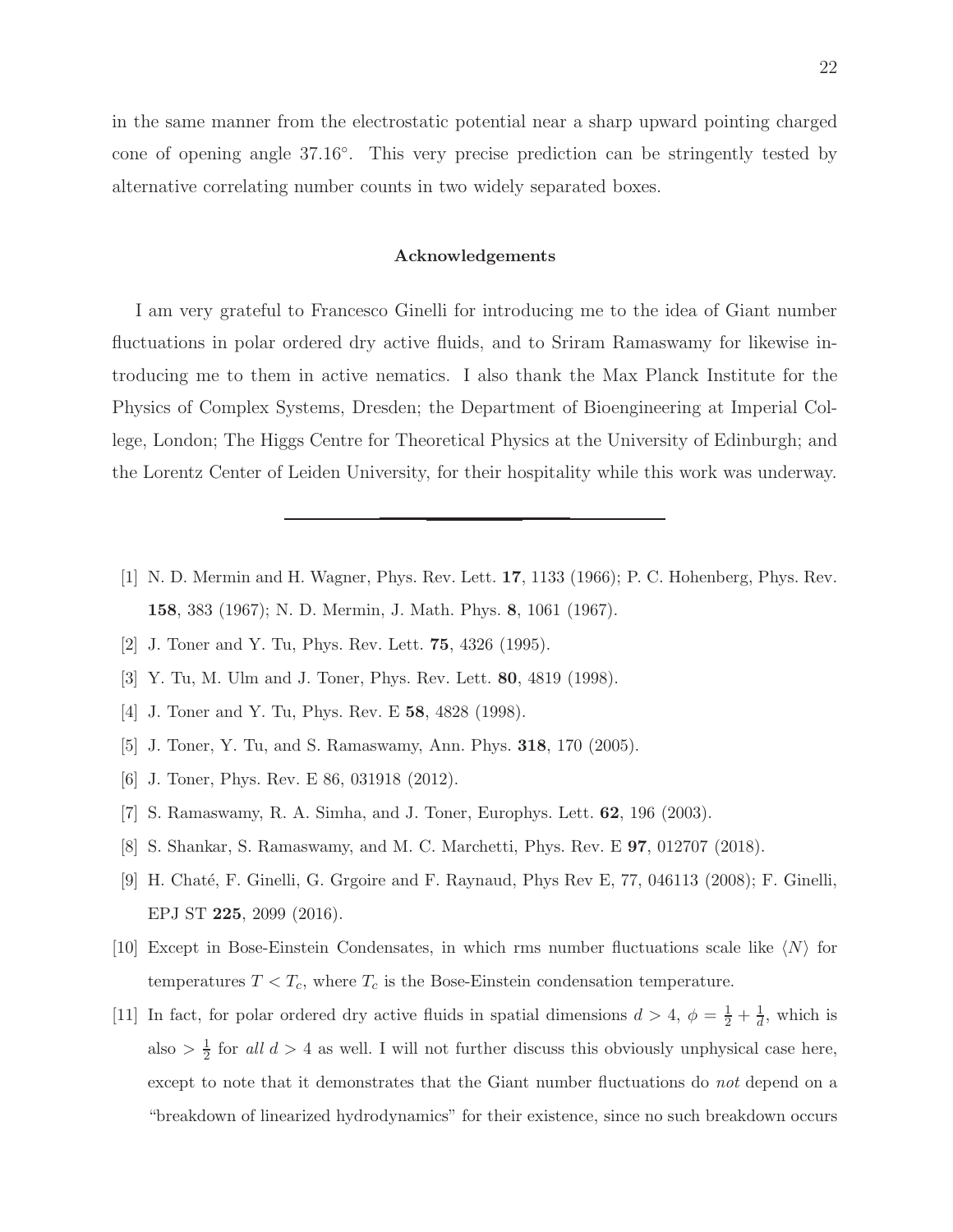in the same manner from the electrostatic potential near a sharp upward pointing charged cone of opening angle $37.16°$. This very precise prediction can be stringently tested by alternative correlating number counts in two widely separated boxes.

## Acknowledgements

I am very grateful to Francesco Ginelli for introducing me to the idea of Giant number fluctuations in polar ordered dry active fluids, and to Sriram Ramaswamy for likewise introducing me to them in active nematics. I also thank the Max Planck Institute for the Physics of Complex Systems, Dresden; the Department of Bioengineering at Imperial College, London; The Higgs Centre for Theoretical Physics at the University of Edinburgh; and the Lorentz Center of Leiden University, for their hospitality while this work was underway.

---

[1] N. D. Mermin and H. Wagner, Phys. Rev. Lett. **17**, 1133 (1966); P. C. Hohenberg, Phys. Rev. **158**, 383 (1967); N. D. Mermin, J. Math. Phys. **8**, 1061 (1967).

[2] J. Toner and Y. Tu, Phys. Rev. Lett. **75**, 4326 (1995).

[3] Y. Tu, M. Ulm and J. Toner, Phys. Rev. Lett. **80**, 4819 (1998).

[4] J. Toner and Y. Tu, Phys. Rev. E **58**, 4828 (1998).

[5] J. Toner, Y. Tu, and S. Ramaswamy, Ann. Phys. **318**, 170 (2005).

[6] J. Toner, Phys. Rev. E 86, 031918 (2012).

[7] S. Ramaswamy, R. A. Simha, and J. Toner, Europhys. Lett. **62**, 196 (2003).

[8] S. Shankar, S. Ramaswamy, and M. C. Marchetti, Phys. Rev. E **97**, 012707 (2018).

[9] H. Chaté, F. Ginelli, G. Grgoire and F. Raynaud, Phys Rev E, 77, 046113 (2008); F. Ginelli, EPJ ST **225**, 2099 (2016).

[10] Except in Bose-Einstein Condensates, in which rms number fluctuations scale like $\langle N\rangle$ for temperatures $T < T_c$, where $T_c$ is the Bose-Einstein condensation temperature.

[11] In fact, for polar ordered dry active fluids in spatial dimensions $d > 4$, $\phi = \frac{1}{2} + \frac{1}{d}$, which is also $> \frac{1}{2}$ for *all* $d > 4$ as well. I will not further discuss this obviously unphysical case here, except to note that it demonstrates that the Giant number fluctuations do *not* depend on a "breakdown of linearized hydrodynamics" for their existence, since no such breakdown occurs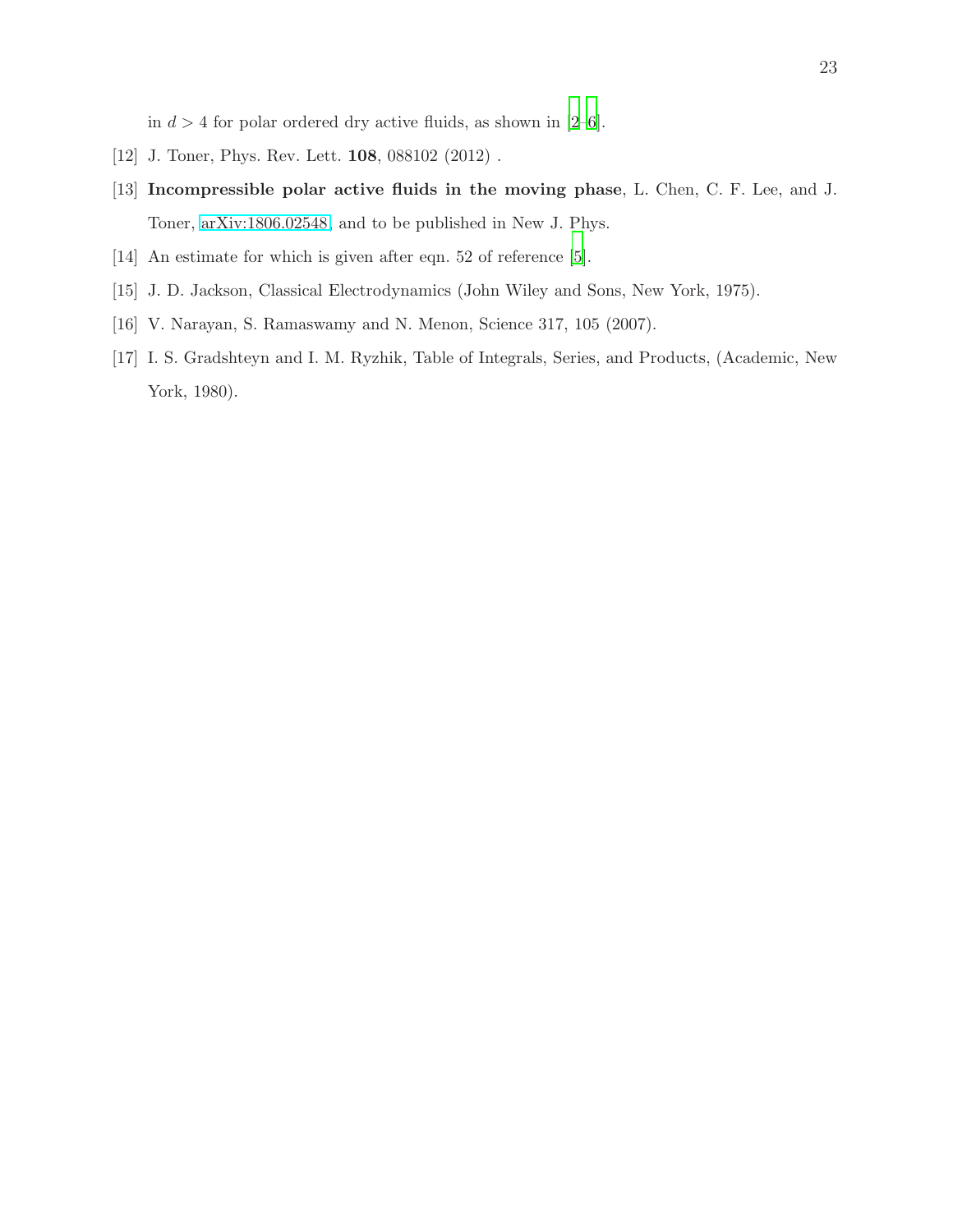in $d > 4$ for polar ordered dry active fluids, as shown in [2–6].

[12] J. Toner, Phys. Rev. Lett. **108**, 088102 (2012) .

[13] **Incompressible polar active fluids in the moving phase**, L. Chen, C. F. Lee, and J. Toner, arXiv:1806.02548, and to be published in New J. Phys.

[14] An estimate for which is given after eqn. 52 of reference [5].

[15] J. D. Jackson, Classical Electrodynamics (John Wiley and Sons, New York, 1975).

[16] V. Narayan, S. Ramaswamy and N. Menon, Science 317, 105 (2007).

[17] I. S. Gradshteyn and I. M. Ryzhik, Table of Integrals, Series, and Products, (Academic, New York, 1980).